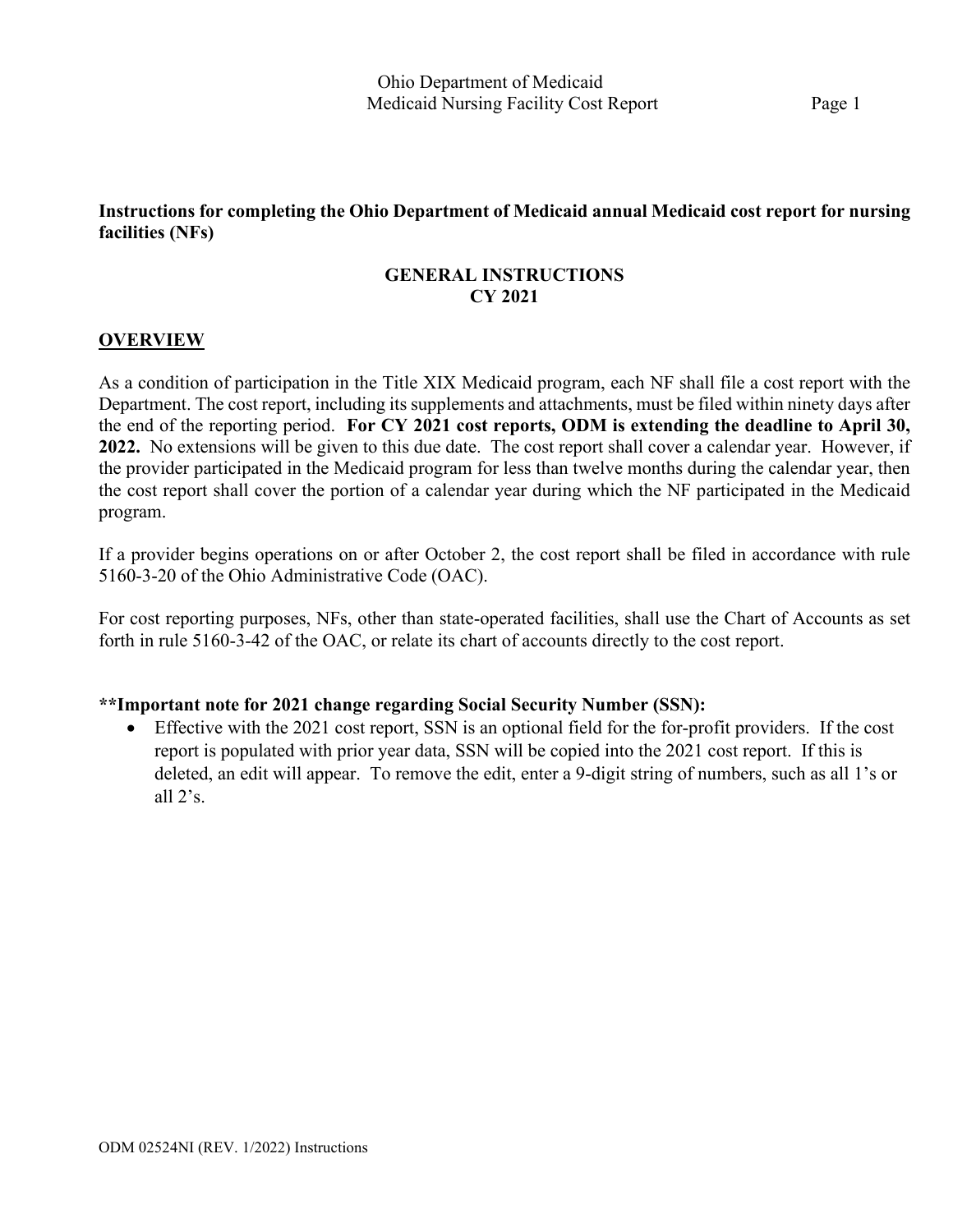**Instructions for completing the Ohio Department of Medicaid annual Medicaid cost report for nursing facilities (NFs)**

## GENERAL INSTRUCTIONS
## CY 2021

### OVERVIEW

As a condition of participation in the Title XIX Medicaid program, each NF shall file a cost report with the Department. The cost report, including its supplements and attachments, must be filed within ninety days after the end of the reporting period. **For CY 2021 cost reports, ODM is extending the deadline to April 30, 2022.** No extensions will be given to this due date. The cost report shall cover a calendar year. However, if the provider participated in the Medicaid program for less than twelve months during the calendar year, then the cost report shall cover the portion of a calendar year during which the NF participated in the Medicaid program.

If a provider begins operations on or after October 2, the cost report shall be filed in accordance with rule 5160-3-20 of the Ohio Administrative Code (OAC).

For cost reporting purposes, NFs, other than state-operated facilities, shall use the Chart of Accounts as set forth in rule 5160-3-42 of the OAC, or relate its chart of accounts directly to the cost report.

**\*\*Important note for 2021 change regarding Social Security Number (SSN):**

- Effective with the 2021 cost report, SSN is an optional field for the for-profit providers. If the cost report is populated with prior year data, SSN will be copied into the 2021 cost report. If this is deleted, an edit will appear. To remove the edit, enter a 9-digit string of numbers, such as all 1's or all 2's.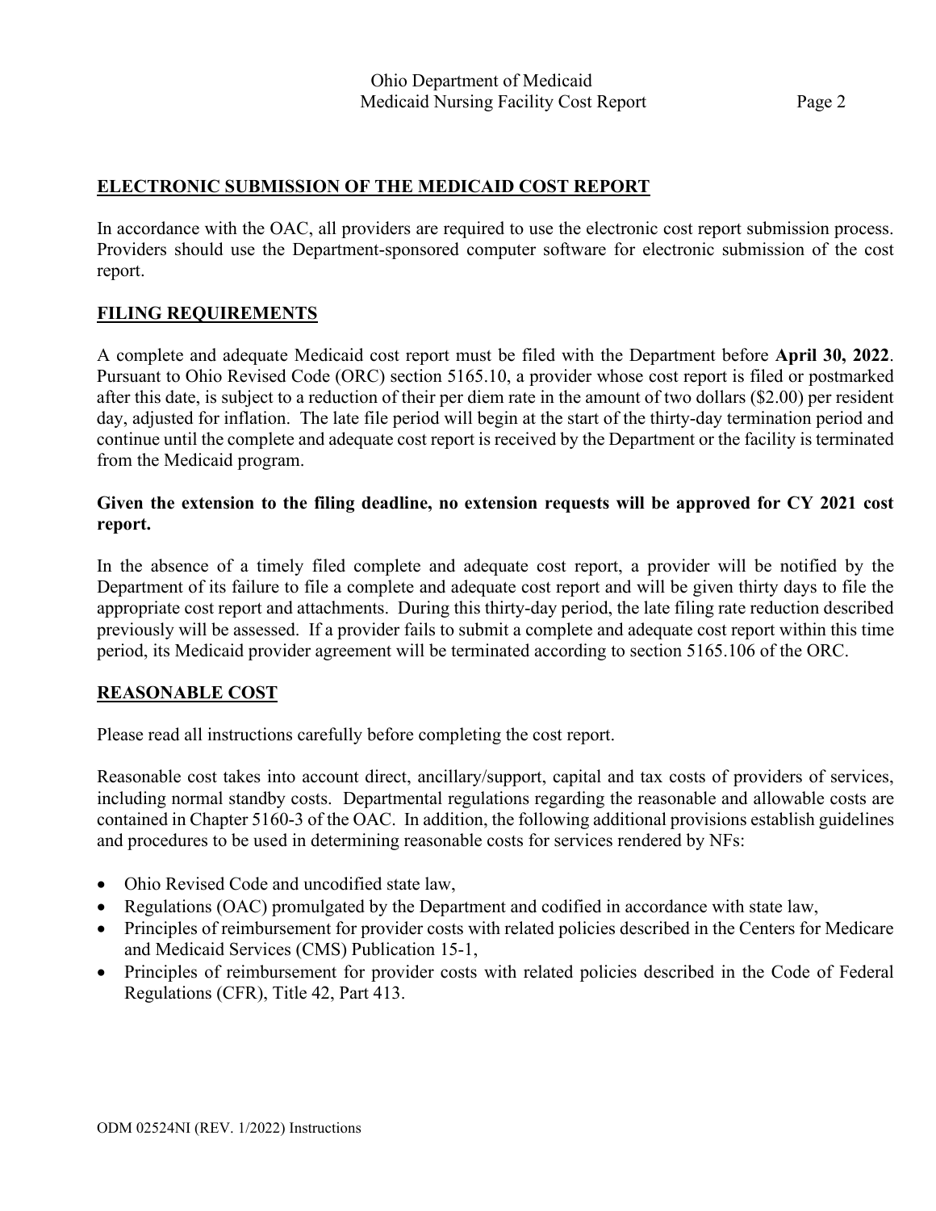## ELECTRONIC SUBMISSION OF THE MEDICAID COST REPORT

In accordance with the OAC, all providers are required to use the electronic cost report submission process. Providers should use the Department-sponsored computer software for electronic submission of the cost report.

## FILING REQUIREMENTS

A complete and adequate Medicaid cost report must be filed with the Department before **April 30, 2022**. Pursuant to Ohio Revised Code (ORC) section 5165.10, a provider whose cost report is filed or postmarked after this date, is subject to a reduction of their per diem rate in the amount of two dollars ($2.00) per resident day, adjusted for inflation. The late file period will begin at the start of the thirty-day termination period and continue until the complete and adequate cost report is received by the Department or the facility is terminated from the Medicaid program.

**Given the extension to the filing deadline, no extension requests will be approved for CY 2021 cost report.**

In the absence of a timely filed complete and adequate cost report, a provider will be notified by the Department of its failure to file a complete and adequate cost report and will be given thirty days to file the appropriate cost report and attachments. During this thirty-day period, the late filing rate reduction described previously will be assessed. If a provider fails to submit a complete and adequate cost report within this time period, its Medicaid provider agreement will be terminated according to section 5165.106 of the ORC.

## REASONABLE COST

Please read all instructions carefully before completing the cost report.

Reasonable cost takes into account direct, ancillary/support, capital and tax costs of providers of services, including normal standby costs. Departmental regulations regarding the reasonable and allowable costs are contained in Chapter 5160-3 of the OAC. In addition, the following additional provisions establish guidelines and procedures to be used in determining reasonable costs for services rendered by NFs:

- Ohio Revised Code and uncodified state law,
- Regulations (OAC) promulgated by the Department and codified in accordance with state law,
- Principles of reimbursement for provider costs with related policies described in the Centers for Medicare and Medicaid Services (CMS) Publication 15-1,
- Principles of reimbursement for provider costs with related policies described in the Code of Federal Regulations (CFR), Title 42, Part 413.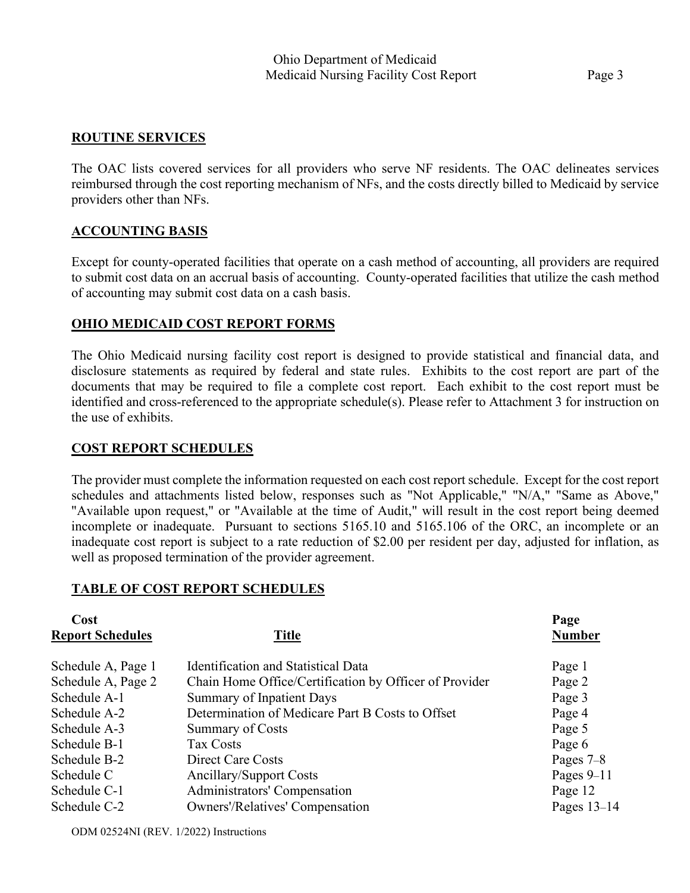## ROUTINE SERVICES

The OAC lists covered services for all providers who serve NF residents. The OAC delineates services reimbursed through the cost reporting mechanism of NFs, and the costs directly billed to Medicaid by service providers other than NFs.

## ACCOUNTING BASIS

Except for county-operated facilities that operate on a cash method of accounting, all providers are required to submit cost data on an accrual basis of accounting. County-operated facilities that utilize the cash method of accounting may submit cost data on a cash basis.

## OHIO MEDICAID COST REPORT FORMS

The Ohio Medicaid nursing facility cost report is designed to provide statistical and financial data, and disclosure statements as required by federal and state rules. Exhibits to the cost report are part of the documents that may be required to file a complete cost report. Each exhibit to the cost report must be identified and cross-referenced to the appropriate schedule(s). Please refer to Attachment 3 for instruction on the use of exhibits.

## COST REPORT SCHEDULES

The provider must complete the information requested on each cost report schedule. Except for the cost report schedules and attachments listed below, responses such as "Not Applicable," "N/A," "Same as Above," "Available upon request," or "Available at the time of Audit," will result in the cost report being deemed incomplete or inadequate. Pursuant to sections 5165.10 and 5165.106 of the ORC, an incomplete or an inadequate cost report is subject to a rate reduction of $2.00 per resident per day, adjusted for inflation, as well as proposed termination of the provider agreement.

## TABLE OF COST REPORT SCHEDULES

| Cost Report Schedules | Title | Page Number |
|---|---|---|
| Schedule A, Page 1 | Identification and Statistical Data | Page 1 |
| Schedule A, Page 2 | Chain Home Office/Certification by Officer of Provider | Page 2 |
| Schedule A-1 | Summary of Inpatient Days | Page 3 |
| Schedule A-2 | Determination of Medicare Part B Costs to Offset | Page 4 |
| Schedule A-3 | Summary of Costs | Page 5 |
| Schedule B-1 | Tax Costs | Page 6 |
| Schedule B-2 | Direct Care Costs | Pages 7–8 |
| Schedule C | Ancillary/Support Costs | Pages 9–11 |
| Schedule C-1 | Administrators' Compensation | Page 12 |
| Schedule C-2 | Owners'/Relatives' Compensation | Pages 13–14 |

ODM 02524NI (REV. 1/2022) Instructions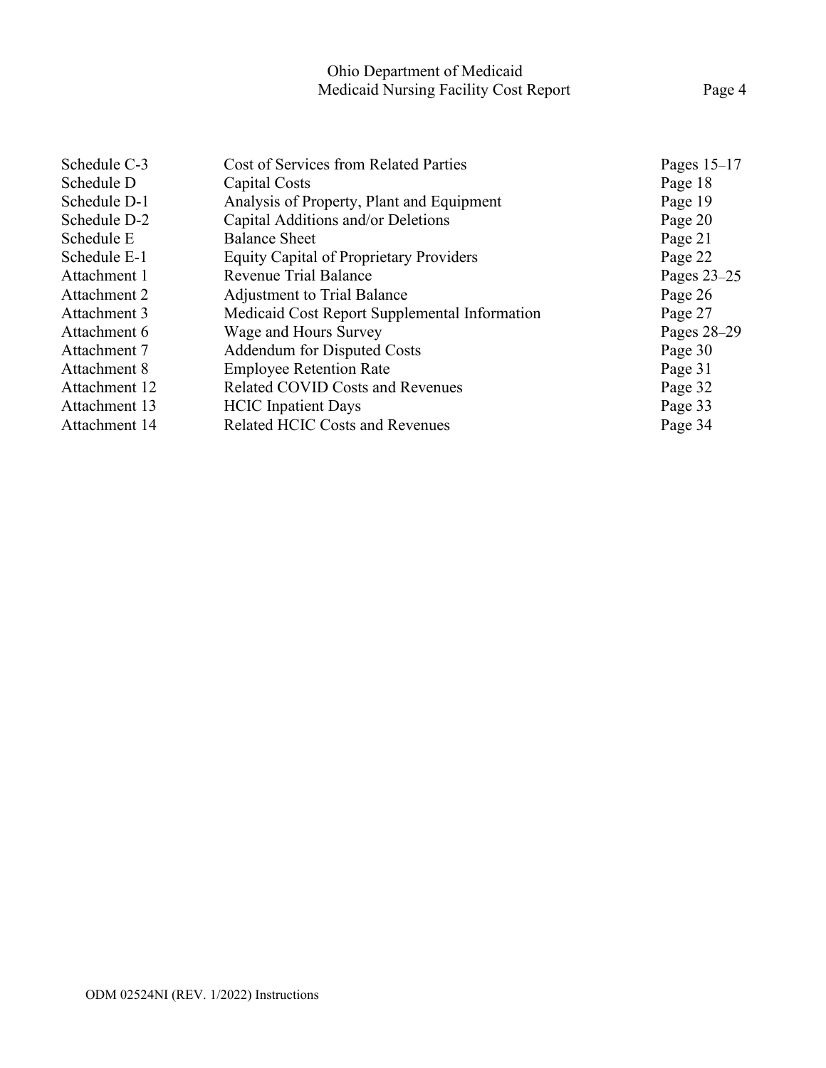| | | |
|---|---|---|
| Schedule C-3 | Cost of Services from Related Parties | Pages 15–17 |
| Schedule D | Capital Costs | Page 18 |
| Schedule D-1 | Analysis of Property, Plant and Equipment | Page 19 |
| Schedule D-2 | Capital Additions and/or Deletions | Page 20 |
| Schedule E | Balance Sheet | Page 21 |
| Schedule E-1 | Equity Capital of Proprietary Providers | Page 22 |
| Attachment 1 | Revenue Trial Balance | Pages 23–25 |
| Attachment 2 | Adjustment to Trial Balance | Page 26 |
| Attachment 3 | Medicaid Cost Report Supplemental Information | Page 27 |
| Attachment 6 | Wage and Hours Survey | Pages 28–29 |
| Attachment 7 | Addendum for Disputed Costs | Page 30 |
| Attachment 8 | Employee Retention Rate | Page 31 |
| Attachment 12 | Related COVID Costs and Revenues | Page 32 |
| Attachment 13 | HCIC Inpatient Days | Page 33 |
| Attachment 14 | Related HCIC Costs and Revenues | Page 34 |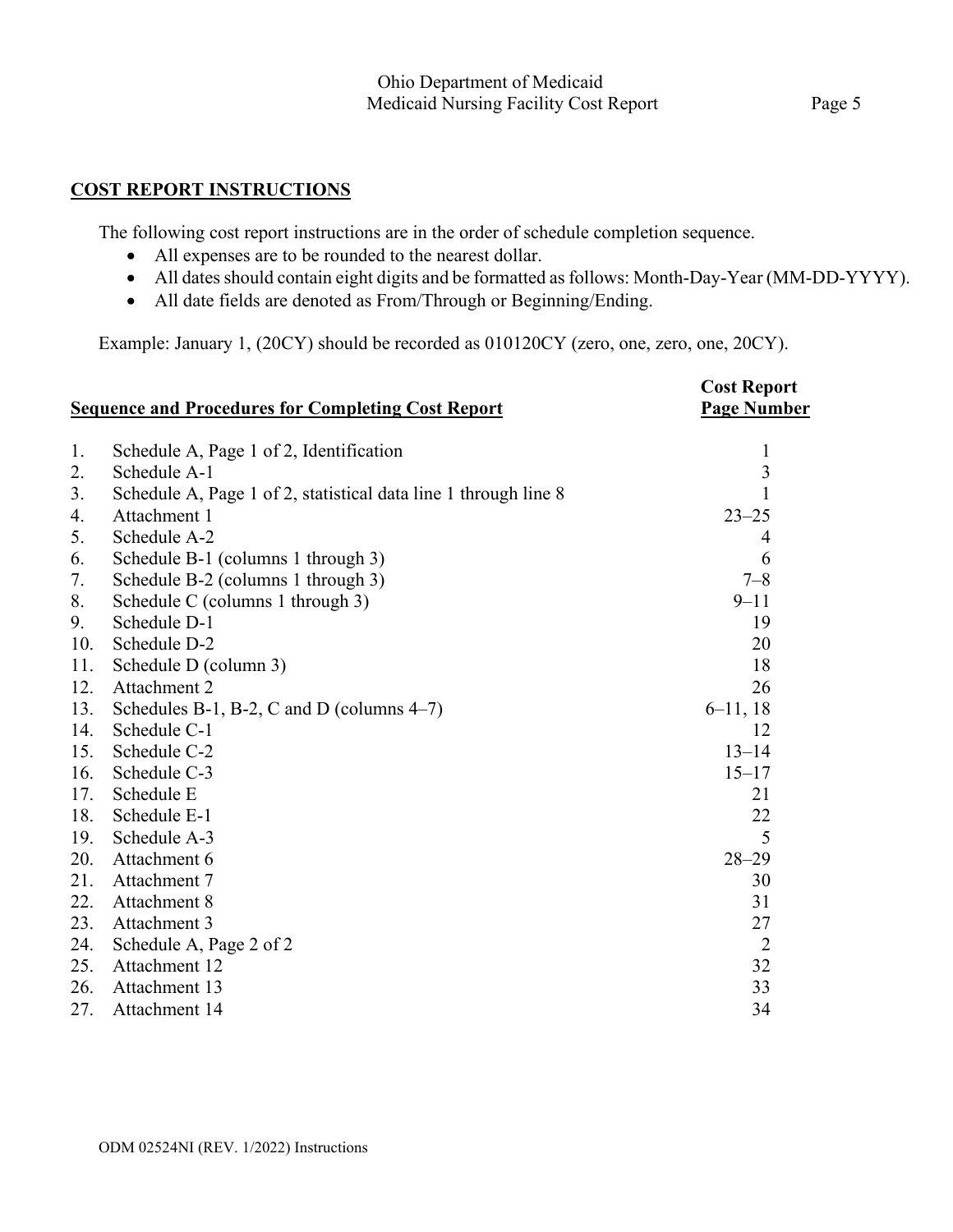## COST REPORT INSTRUCTIONS

The following cost report instructions are in the order of schedule completion sequence.

- All expenses are to be rounded to the nearest dollar.
- All dates should contain eight digits and be formatted as follows: Month-Day-Year (MM-DD-YYYY).
- All date fields are denoted as From/Through or Beginning/Ending.

Example: January 1, (20CY) should be recorded as 010120CY (zero, one, zero, one, 20CY).

| | Sequence and Procedures for Completing Cost Report | Cost Report Page Number |
|---|---|---|
| 1. | Schedule A, Page 1 of 2, Identification | 1 |
| 2. | Schedule A-1 | 3 |
| 3. | Schedule A, Page 1 of 2, statistical data line 1 through line 8 | 1 |
| 4. | Attachment 1 | 23–25 |
| 5. | Schedule A-2 | 4 |
| 6. | Schedule B-1 (columns 1 through 3) | 6 |
| 7. | Schedule B-2 (columns 1 through 3) | 7–8 |
| 8. | Schedule C (columns 1 through 3) | 9–11 |
| 9. | Schedule D-1 | 19 |
| 10. | Schedule D-2 | 20 |
| 11. | Schedule D (column 3) | 18 |
| 12. | Attachment 2 | 26 |
| 13. | Schedules B-1, B-2, C and D (columns 4–7) | 6–11, 18 |
| 14. | Schedule C-1 | 12 |
| 15. | Schedule C-2 | 13–14 |
| 16. | Schedule C-3 | 15–17 |
| 17. | Schedule E | 21 |
| 18. | Schedule E-1 | 22 |
| 19. | Schedule A-3 | 5 |
| 20. | Attachment 6 | 28–29 |
| 21. | Attachment 7 | 30 |
| 22. | Attachment 8 | 31 |
| 23. | Attachment 3 | 27 |
| 24. | Schedule A, Page 2 of 2 | 2 |
| 25. | Attachment 12 | 32 |
| 26. | Attachment 13 | 33 |
| 27. | Attachment 14 | 34 |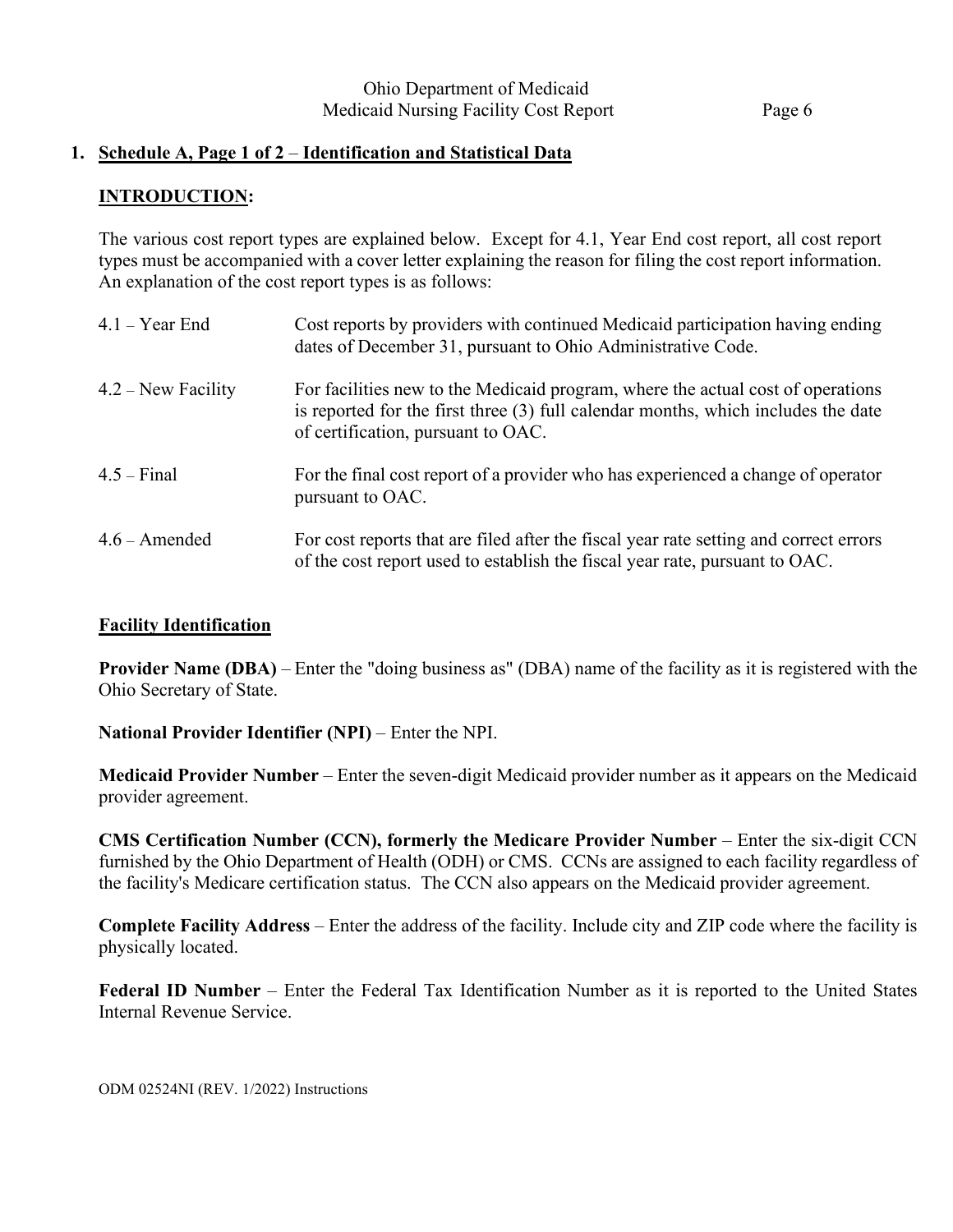## 1. Schedule A, Page 1 of 2 – Identification and Statistical Data

### INTRODUCTION:

The various cost report types are explained below. Except for 4.1, Year End cost report, all cost report types must be accompanied with a cover letter explaining the reason for filing the cost report information. An explanation of the cost report types is as follows:

| | |
|---|---|
| 4.1 – Year End | Cost reports by providers with continued Medicaid participation having ending dates of December 31, pursuant to Ohio Administrative Code. |
| 4.2 – New Facility | For facilities new to the Medicaid program, where the actual cost of operations is reported for the first three (3) full calendar months, which includes the date of certification, pursuant to OAC. |
| 4.5 – Final | For the final cost report of a provider who has experienced a change of operator pursuant to OAC. |
| 4.6 – Amended | For cost reports that are filed after the fiscal year rate setting and correct errors of the cost report used to establish the fiscal year rate, pursuant to OAC. |

### Facility Identification

**Provider Name (DBA)** – Enter the "doing business as" (DBA) name of the facility as it is registered with the Ohio Secretary of State.

**National Provider Identifier (NPI)** – Enter the NPI.

**Medicaid Provider Number** – Enter the seven-digit Medicaid provider number as it appears on the Medicaid provider agreement.

**CMS Certification Number (CCN), formerly the Medicare Provider Number** – Enter the six-digit CCN furnished by the Ohio Department of Health (ODH) or CMS. CCNs are assigned to each facility regardless of the facility's Medicare certification status. The CCN also appears on the Medicaid provider agreement.

**Complete Facility Address** – Enter the address of the facility. Include city and ZIP code where the facility is physically located.

**Federal ID Number** – Enter the Federal Tax Identification Number as it is reported to the United States Internal Revenue Service.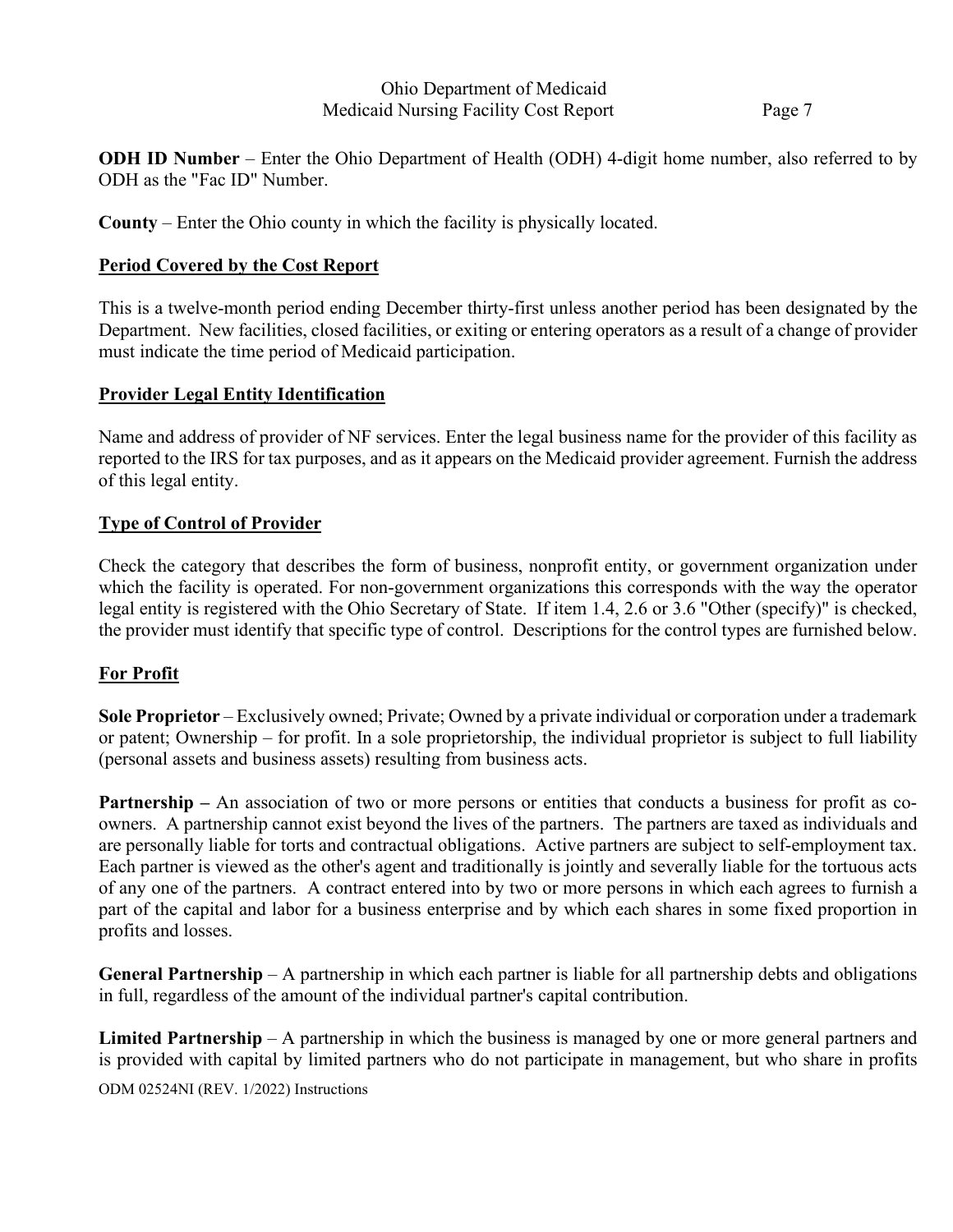**ODH ID Number** – Enter the Ohio Department of Health (ODH) 4-digit home number, also referred to by ODH as the "Fac ID" Number.

**County** – Enter the Ohio county in which the facility is physically located.

## Period Covered by the Cost Report

This is a twelve-month period ending December thirty-first unless another period has been designated by the Department. New facilities, closed facilities, or exiting or entering operators as a result of a change of provider must indicate the time period of Medicaid participation.

## Provider Legal Entity Identification

Name and address of provider of NF services. Enter the legal business name for the provider of this facility as reported to the IRS for tax purposes, and as it appears on the Medicaid provider agreement. Furnish the address of this legal entity.

## Type of Control of Provider

Check the category that describes the form of business, nonprofit entity, or government organization under which the facility is operated. For non-government organizations this corresponds with the way the operator legal entity is registered with the Ohio Secretary of State. If item 1.4, 2.6 or 3.6 "Other (specify)" is checked, the provider must identify that specific type of control. Descriptions for the control types are furnished below.

## For Profit

**Sole Proprietor** – Exclusively owned; Private; Owned by a private individual or corporation under a trademark or patent; Ownership – for profit. In a sole proprietorship, the individual proprietor is subject to full liability (personal assets and business assets) resulting from business acts.

**Partnership –** An association of two or more persons or entities that conducts a business for profit as co-owners. A partnership cannot exist beyond the lives of the partners. The partners are taxed as individuals and are personally liable for torts and contractual obligations. Active partners are subject to self-employment tax. Each partner is viewed as the other's agent and traditionally is jointly and severally liable for the tortuous acts of any one of the partners. A contract entered into by two or more persons in which each agrees to furnish a part of the capital and labor for a business enterprise and by which each shares in some fixed proportion in profits and losses.

**General Partnership** – A partnership in which each partner is liable for all partnership debts and obligations in full, regardless of the amount of the individual partner's capital contribution.

**Limited Partnership** – A partnership in which the business is managed by one or more general partners and is provided with capital by limited partners who do not participate in management, but who share in profits

ODM 02524NI (REV. 1/2022) Instructions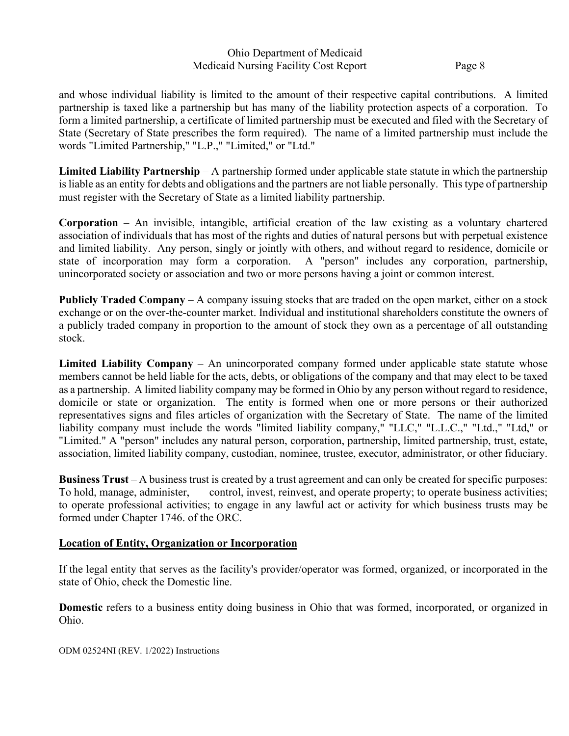and whose individual liability is limited to the amount of their respective capital contributions. A limited partnership is taxed like a partnership but has many of the liability protection aspects of a corporation. To form a limited partnership, a certificate of limited partnership must be executed and filed with the Secretary of State (Secretary of State prescribes the form required). The name of a limited partnership must include the words "Limited Partnership," "L.P.," "Limited," or "Ltd."

**Limited Liability Partnership** – A partnership formed under applicable state statute in which the partnership is liable as an entity for debts and obligations and the partners are not liable personally. This type of partnership must register with the Secretary of State as a limited liability partnership.

**Corporation** – An invisible, intangible, artificial creation of the law existing as a voluntary chartered association of individuals that has most of the rights and duties of natural persons but with perpetual existence and limited liability. Any person, singly or jointly with others, and without regard to residence, domicile or state of incorporation may form a corporation. A "person" includes any corporation, partnership, unincorporated society or association and two or more persons having a joint or common interest.

**Publicly Traded Company** – A company issuing stocks that are traded on the open market, either on a stock exchange or on the over-the-counter market. Individual and institutional shareholders constitute the owners of a publicly traded company in proportion to the amount of stock they own as a percentage of all outstanding stock.

**Limited Liability Company** – An unincorporated company formed under applicable state statute whose members cannot be held liable for the acts, debts, or obligations of the company and that may elect to be taxed as a partnership. A limited liability company may be formed in Ohio by any person without regard to residence, domicile or state or organization. The entity is formed when one or more persons or their authorized representatives signs and files articles of organization with the Secretary of State. The name of the limited liability company must include the words "limited liability company," "LLC," "L.L.C.," "Ltd.," "Ltd," or "Limited." A "person" includes any natural person, corporation, partnership, limited partnership, trust, estate, association, limited liability company, custodian, nominee, trustee, executor, administrator, or other fiduciary.

**Business Trust** – A business trust is created by a trust agreement and can only be created for specific purposes: To hold, manage, administer, control, invest, reinvest, and operate property; to operate business activities; to operate professional activities; to engage in any lawful act or activity for which business trusts may be formed under Chapter 1746. of the ORC.

<u>**Location of Entity, Organization or Incorporation**</u>

If the legal entity that serves as the facility's provider/operator was formed, organized, or incorporated in the state of Ohio, check the Domestic line.

**Domestic** refers to a business entity doing business in Ohio that was formed, incorporated, or organized in Ohio.

ODM 02524NI (REV. 1/2022) Instructions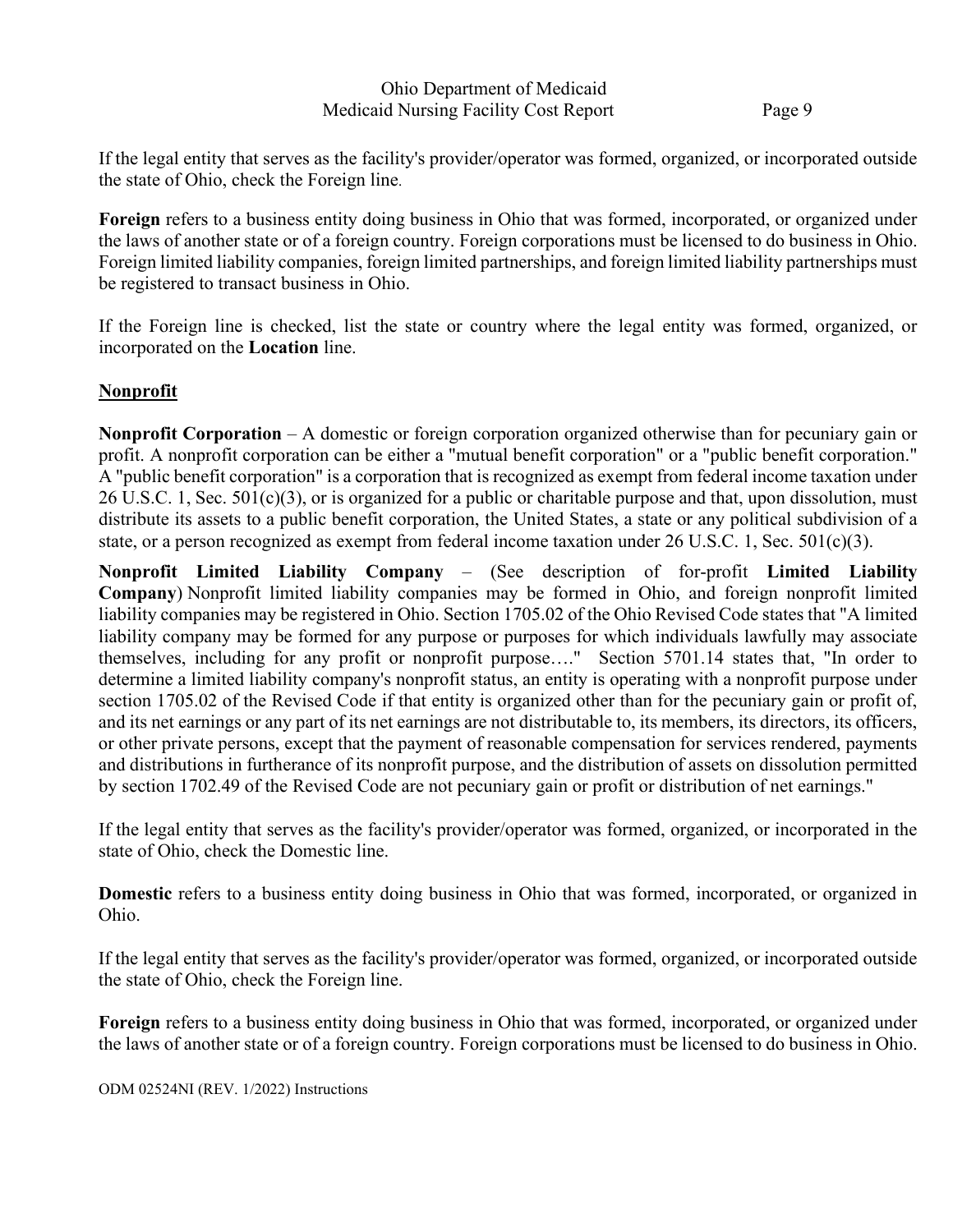If the legal entity that serves as the facility's provider/operator was formed, organized, or incorporated outside the state of Ohio, check the Foreign line.

**Foreign** refers to a business entity doing business in Ohio that was formed, incorporated, or organized under the laws of another state or of a foreign country. Foreign corporations must be licensed to do business in Ohio. Foreign limited liability companies, foreign limited partnerships, and foreign limited liability partnerships must be registered to transact business in Ohio.

If the Foreign line is checked, list the state or country where the legal entity was formed, organized, or incorporated on the **Location** line.

**<u>Nonprofit</u>**

**Nonprofit Corporation** – A domestic or foreign corporation organized otherwise than for pecuniary gain or profit. A nonprofit corporation can be either a "mutual benefit corporation" or a "public benefit corporation." A "public benefit corporation" is a corporation that is recognized as exempt from federal income taxation under 26 U.S.C. 1, Sec. 501(c)(3), or is organized for a public or charitable purpose and that, upon dissolution, must distribute its assets to a public benefit corporation, the United States, a state or any political subdivision of a state, or a person recognized as exempt from federal income taxation under 26 U.S.C. 1, Sec. 501(c)(3).

**Nonprofit Limited Liability Company** – (See description of for-profit **Limited Liability Company**) Nonprofit limited liability companies may be formed in Ohio, and foreign nonprofit limited liability companies may be registered in Ohio. Section 1705.02 of the Ohio Revised Code states that "A limited liability company may be formed for any purpose or purposes for which individuals lawfully may associate themselves, including for any profit or nonprofit purpose…." Section 5701.14 states that, "In order to determine a limited liability company's nonprofit status, an entity is operating with a nonprofit purpose under section 1705.02 of the Revised Code if that entity is organized other than for the pecuniary gain or profit of, and its net earnings or any part of its net earnings are not distributable to, its members, its directors, its officers, or other private persons, except that the payment of reasonable compensation for services rendered, payments and distributions in furtherance of its nonprofit purpose, and the distribution of assets on dissolution permitted by section 1702.49 of the Revised Code are not pecuniary gain or profit or distribution of net earnings."

If the legal entity that serves as the facility's provider/operator was formed, organized, or incorporated in the state of Ohio, check the Domestic line.

**Domestic** refers to a business entity doing business in Ohio that was formed, incorporated, or organized in Ohio.

If the legal entity that serves as the facility's provider/operator was formed, organized, or incorporated outside the state of Ohio, check the Foreign line.

**Foreign** refers to a business entity doing business in Ohio that was formed, incorporated, or organized under the laws of another state or of a foreign country. Foreign corporations must be licensed to do business in Ohio.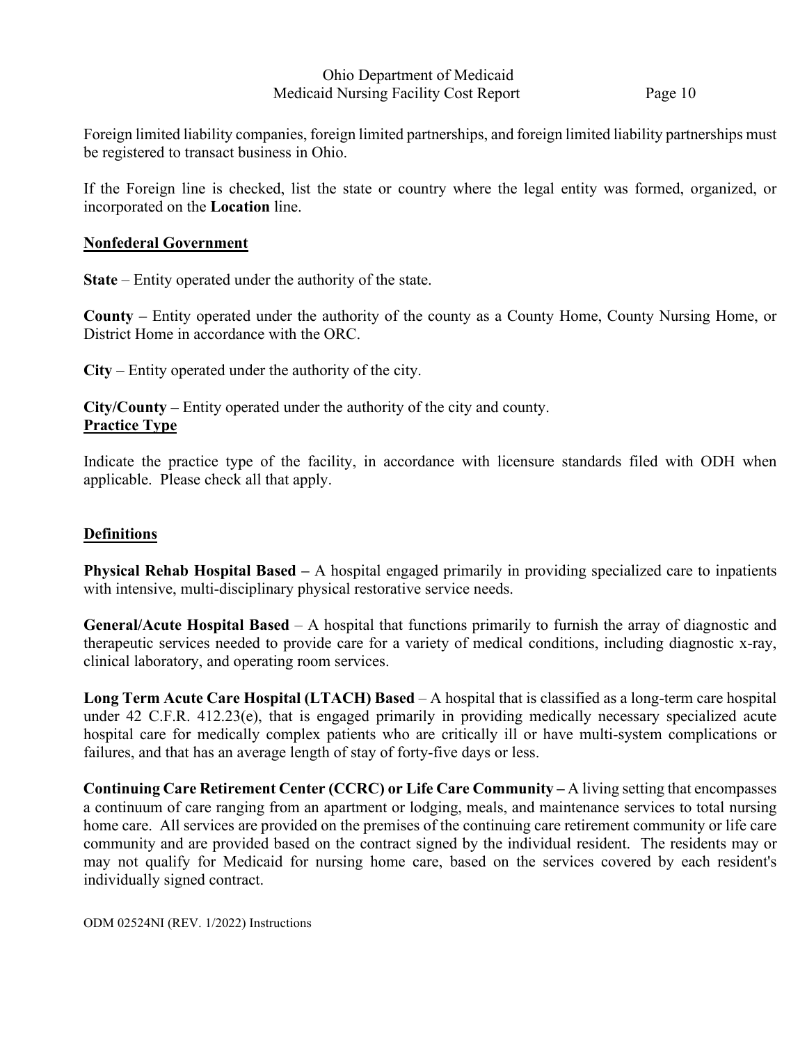Foreign limited liability companies, foreign limited partnerships, and foreign limited liability partnerships must be registered to transact business in Ohio.

If the Foreign line is checked, list the state or country where the legal entity was formed, organized, or incorporated on the **Location** line.

## Nonfederal Government

**State** – Entity operated under the authority of the state.

**County –** Entity operated under the authority of the county as a County Home, County Nursing Home, or District Home in accordance with the ORC.

**City** – Entity operated under the authority of the city.

**City/County –** Entity operated under the authority of the city and county.

## Practice Type

Indicate the practice type of the facility, in accordance with licensure standards filed with ODH when applicable. Please check all that apply.

## Definitions

**Physical Rehab Hospital Based –** A hospital engaged primarily in providing specialized care to inpatients with intensive, multi-disciplinary physical restorative service needs.

**General/Acute Hospital Based** – A hospital that functions primarily to furnish the array of diagnostic and therapeutic services needed to provide care for a variety of medical conditions, including diagnostic x-ray, clinical laboratory, and operating room services.

**Long Term Acute Care Hospital (LTACH) Based** – A hospital that is classified as a long-term care hospital under 42 C.F.R. 412.23(e), that is engaged primarily in providing medically necessary specialized acute hospital care for medically complex patients who are critically ill or have multi-system complications or failures, and that has an average length of stay of forty-five days or less.

**Continuing Care Retirement Center (CCRC) or Life Care Community –** A living setting that encompasses a continuum of care ranging from an apartment or lodging, meals, and maintenance services to total nursing home care. All services are provided on the premises of the continuing care retirement community or life care community and are provided based on the contract signed by the individual resident. The residents may or may not qualify for Medicaid for nursing home care, based on the services covered by each resident's individually signed contract.

ODM 02524NI (REV. 1/2022) Instructions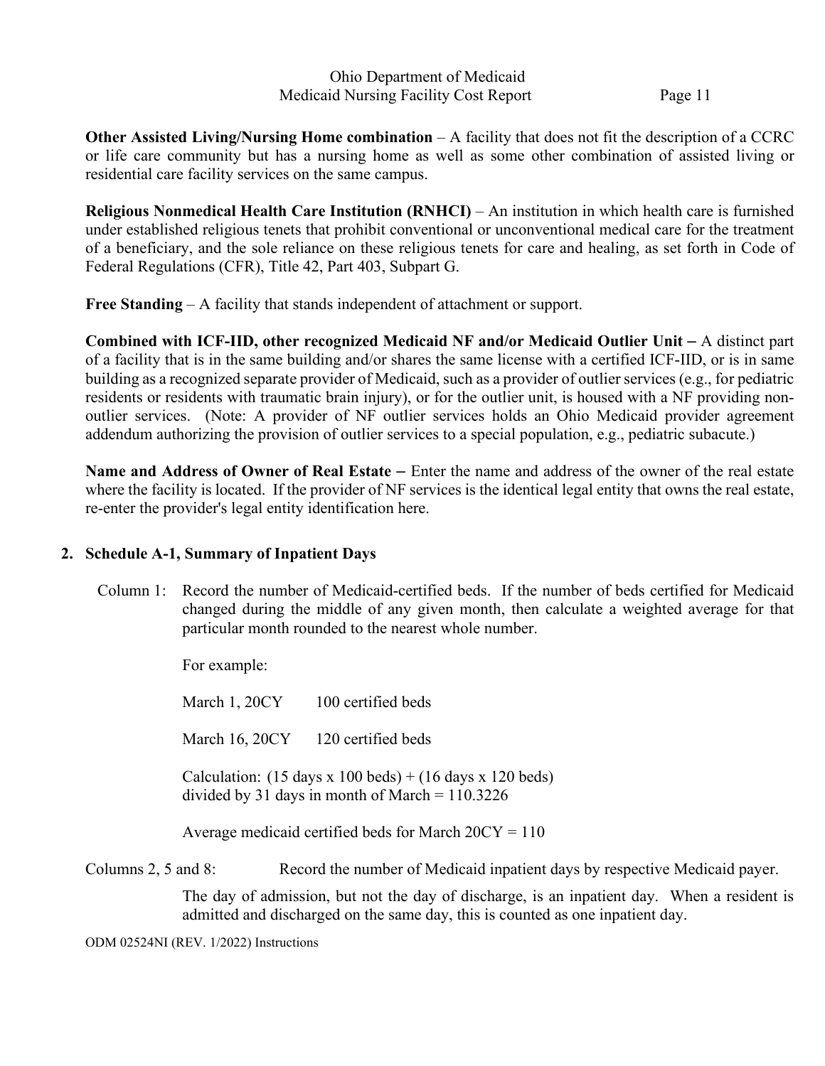**Other Assisted Living/Nursing Home combination** – A facility that does not fit the description of a CCRC or life care community but has a nursing home as well as some other combination of assisted living or residential care facility services on the same campus.

**Religious Nonmedical Health Care Institution (RNHCI)** – An institution in which health care is furnished under established religious tenets that prohibit conventional or unconventional medical care for the treatment of a beneficiary, and the sole reliance on these religious tenets for care and healing, as set forth in Code of Federal Regulations (CFR), Title 42, Part 403, Subpart G.

**Free Standing** – A facility that stands independent of attachment or support.

**Combined with ICF-IID, other recognized Medicaid NF and/or Medicaid Outlier Unit –** A distinct part of a facility that is in the same building and/or shares the same license with a certified ICF-IID, or is in same building as a recognized separate provider of Medicaid, such as a provider of outlier services (e.g., for pediatric residents or residents with traumatic brain injury), or for the outlier unit, is housed with a NF providing non-outlier services. (Note: A provider of NF outlier services holds an Ohio Medicaid provider agreement addendum authorizing the provision of outlier services to a special population, e.g., pediatric subacute.)

**Name and Address of Owner of Real Estate –** Enter the name and address of the owner of the real estate where the facility is located. If the provider of NF services is the identical legal entity that owns the real estate, re-enter the provider's legal entity identification here.

## 2. Schedule A-1, Summary of Inpatient Days

Column 1: Record the number of Medicaid-certified beds. If the number of beds certified for Medicaid changed during the middle of any given month, then calculate a weighted average for that particular month rounded to the nearest whole number.

For example:

March 1, 20CY 100 certified beds

March 16, 20CY 120 certified beds

Calculation: (15 days x 100 beds) + (16 days x 120 beds) divided by 31 days in month of March = 110.3226

Average medicaid certified beds for March 20CY = 110

Columns 2, 5 and 8: Record the number of Medicaid inpatient days by respective Medicaid payer.

The day of admission, but not the day of discharge, is an inpatient day. When a resident is admitted and discharged on the same day, this is counted as one inpatient day.

ODM 02524NI (REV. 1/2022) Instructions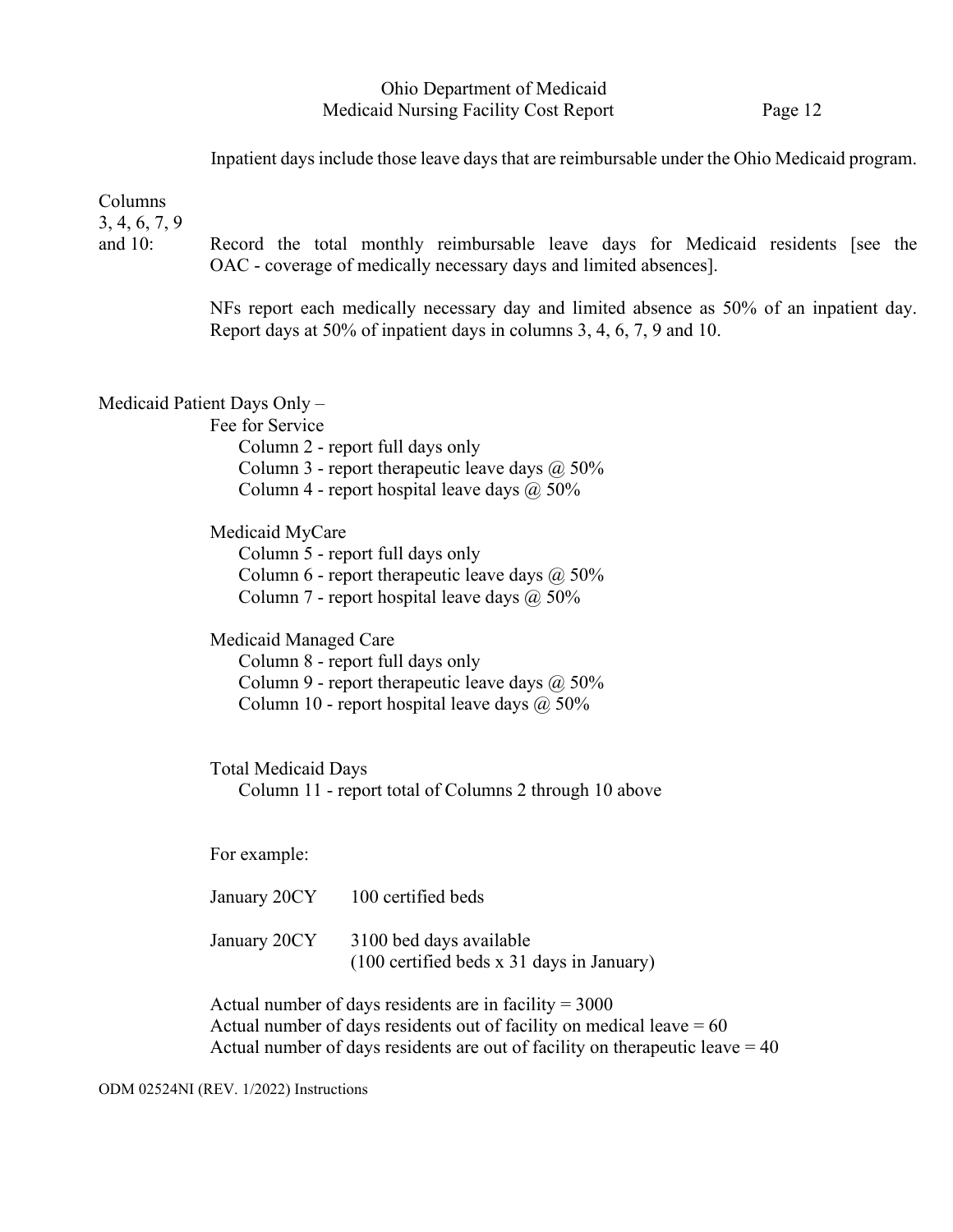Inpatient days include those leave days that are reimbursable under the Ohio Medicaid program.

Columns 3, 4, 6, 7, 9 and 10: Record the total monthly reimbursable leave days for Medicaid residents [see the OAC - coverage of medically necessary days and limited absences].

NFs report each medically necessary day and limited absence as 50% of an inpatient day. Report days at 50% of inpatient days in columns 3, 4, 6, 7, 9 and 10.

Medicaid Patient Days Only –

Fee for Service
- Column 2 - report full days only
- Column 3 - report therapeutic leave days @ 50%
- Column 4 - report hospital leave days @ 50%

Medicaid MyCare
- Column 5 - report full days only
- Column 6 - report therapeutic leave days @ 50%
- Column 7 - report hospital leave days @ 50%

Medicaid Managed Care
- Column 8 - report full days only
- Column 9 - report therapeutic leave days @ 50%
- Column 10 - report hospital leave days @ 50%

Total Medicaid Days
- Column 11 - report total of Columns 2 through 10 above

For example:

January 20CY 100 certified beds

January 20CY 3100 bed days available
(100 certified beds x 31 days in January)

Actual number of days residents are in facility = 3000
Actual number of days residents out of facility on medical leave = 60
Actual number of days residents are out of facility on therapeutic leave = 40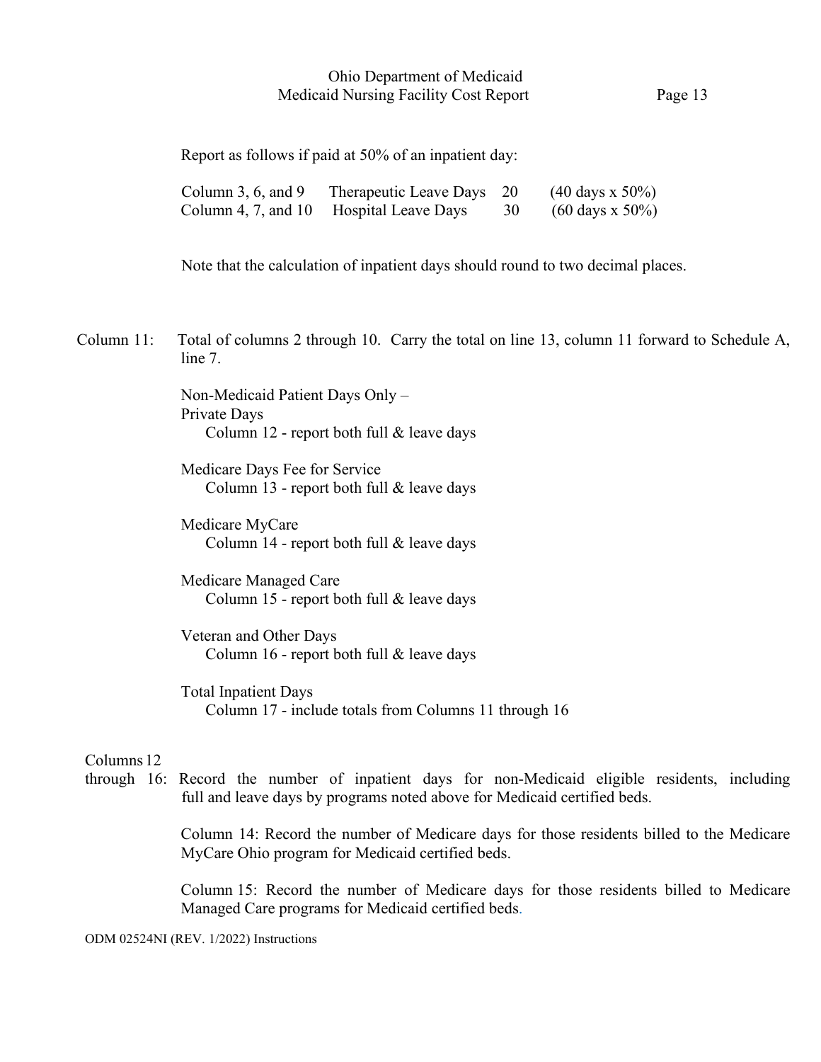Report as follows if paid at 50% of an inpatient day:

| | | | |
|---|---|---|---|
| Column 3, 6, and 9 | Therapeutic Leave Days | 20 | (40 days x 50%) |
| Column 4, 7, and 10 | Hospital Leave Days | 30 | (60 days x 50%) |

Note that the calculation of inpatient days should round to two decimal places.

Column 11: Total of columns 2 through 10. Carry the total on line 13, column 11 forward to Schedule A, line 7.

Non-Medicaid Patient Days Only –
Private Days
  Column 12 - report both full & leave days

Medicare Days Fee for Service
  Column 13 - report both full & leave days

Medicare MyCare
  Column 14 - report both full & leave days

Medicare Managed Care
  Column 15 - report both full & leave days

Veteran and Other Days
  Column 16 - report both full & leave days

Total Inpatient Days
  Column 17 - include totals from Columns 11 through 16

Columns 12 through 16: Record the number of inpatient days for non-Medicaid eligible residents, including full and leave days by programs noted above for Medicaid certified beds.

Column 14: Record the number of Medicare days for those residents billed to the Medicare MyCare Ohio program for Medicaid certified beds.

Column 15: Record the number of Medicare days for those residents billed to Medicare Managed Care programs for Medicaid certified beds.

ODM 02524NI (REV. 1/2022) Instructions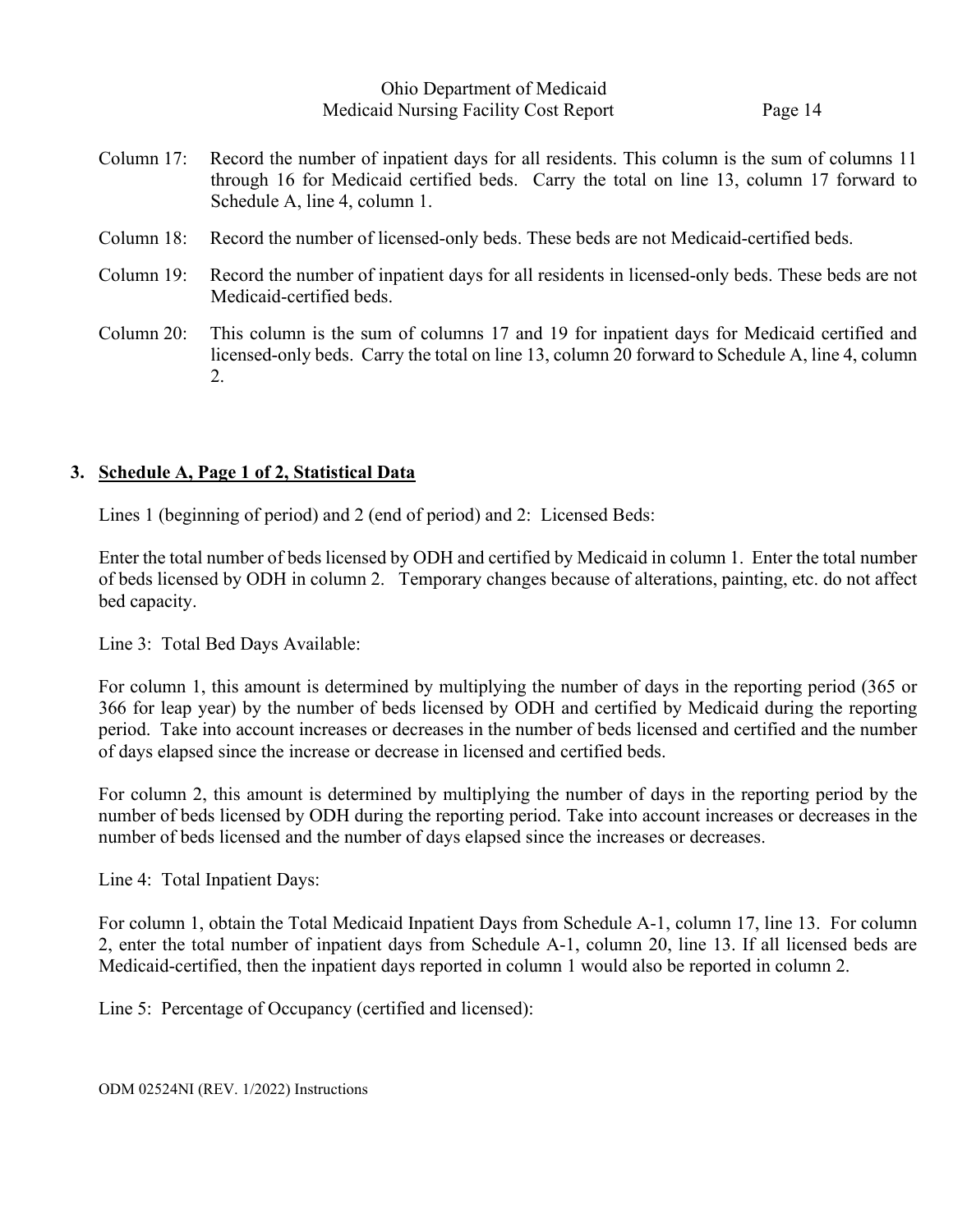Column 17: Record the number of inpatient days for all residents. This column is the sum of columns 11 through 16 for Medicaid certified beds. Carry the total on line 13, column 17 forward to Schedule A, line 4, column 1.

Column 18: Record the number of licensed-only beds. These beds are not Medicaid-certified beds.

Column 19: Record the number of inpatient days for all residents in licensed-only beds. These beds are not Medicaid-certified beds.

Column 20: This column is the sum of columns 17 and 19 for inpatient days for Medicaid certified and licensed-only beds. Carry the total on line 13, column 20 forward to Schedule A, line 4, column 2.

## 3. Schedule A, Page 1 of 2, Statistical Data

Lines 1 (beginning of period) and 2 (end of period) and 2: Licensed Beds:

Enter the total number of beds licensed by ODH and certified by Medicaid in column 1. Enter the total number of beds licensed by ODH in column 2. Temporary changes because of alterations, painting, etc. do not affect bed capacity.

Line 3: Total Bed Days Available:

For column 1, this amount is determined by multiplying the number of days in the reporting period (365 or 366 for leap year) by the number of beds licensed by ODH and certified by Medicaid during the reporting period. Take into account increases or decreases in the number of beds licensed and certified and the number of days elapsed since the increase or decrease in licensed and certified beds.

For column 2, this amount is determined by multiplying the number of days in the reporting period by the number of beds licensed by ODH during the reporting period. Take into account increases or decreases in the number of beds licensed and the number of days elapsed since the increases or decreases.

Line 4: Total Inpatient Days:

For column 1, obtain the Total Medicaid Inpatient Days from Schedule A-1, column 17, line 13. For column 2, enter the total number of inpatient days from Schedule A-1, column 20, line 13. If all licensed beds are Medicaid-certified, then the inpatient days reported in column 1 would also be reported in column 2.

Line 5: Percentage of Occupancy (certified and licensed):

ODM 02524NI (REV. 1/2022) Instructions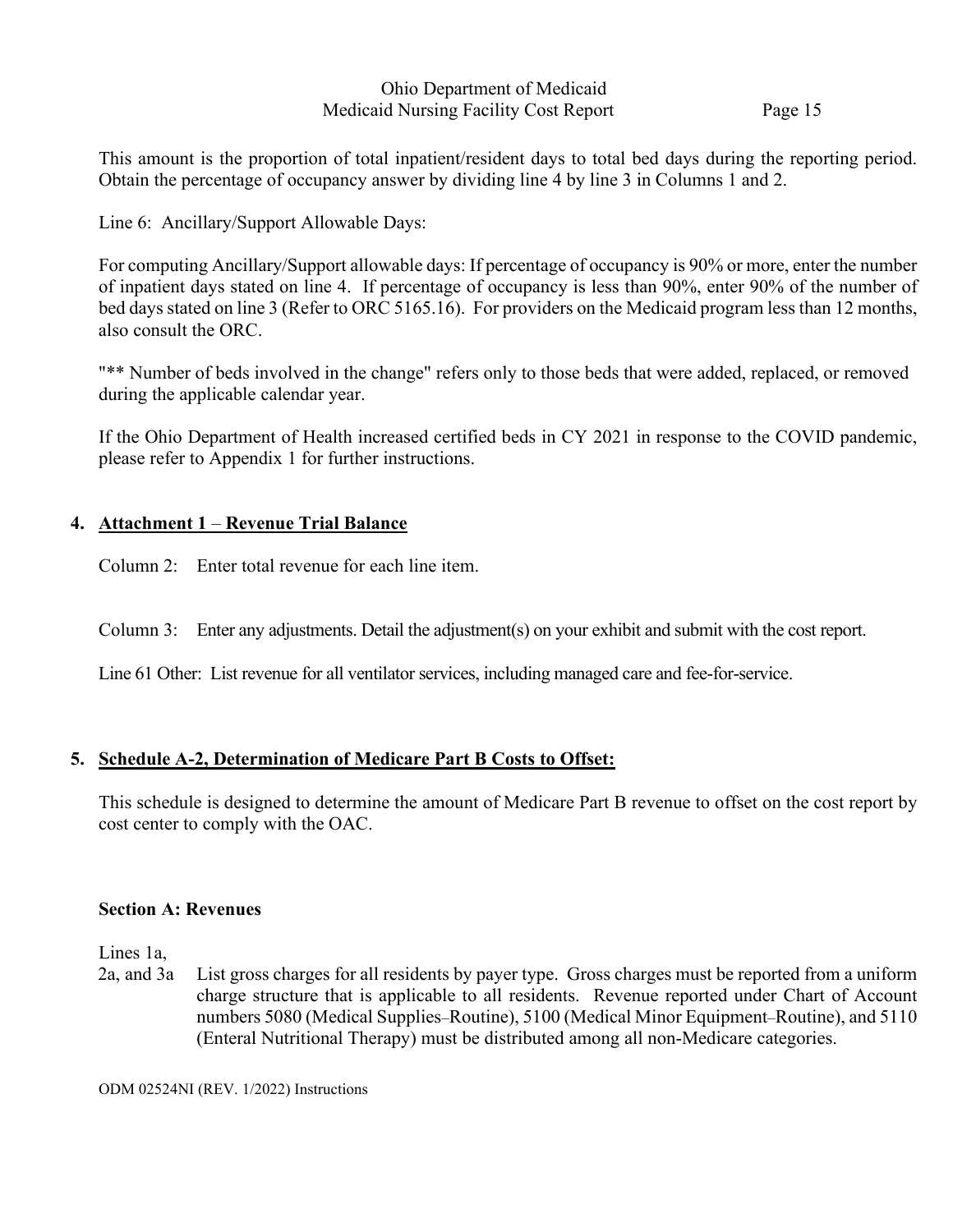This amount is the proportion of total inpatient/resident days to total bed days during the reporting period. Obtain the percentage of occupancy answer by dividing line 4 by line 3 in Columns 1 and 2.

Line 6: Ancillary/Support Allowable Days:

For computing Ancillary/Support allowable days: If percentage of occupancy is 90% or more, enter the number of inpatient days stated on line 4. If percentage of occupancy is less than 90%, enter 90% of the number of bed days stated on line 3 (Refer to ORC 5165.16). For providers on the Medicaid program less than 12 months, also consult the ORC.

"** Number of beds involved in the change" refers only to those beds that were added, replaced, or removed during the applicable calendar year.

If the Ohio Department of Health increased certified beds in CY 2021 in response to the COVID pandemic, please refer to Appendix 1 for further instructions.

## 4. Attachment 1 – Revenue Trial Balance

Column 2: Enter total revenue for each line item.

Column 3: Enter any adjustments. Detail the adjustment(s) on your exhibit and submit with the cost report.

Line 61 Other: List revenue for all ventilator services, including managed care and fee-for-service.

## 5. Schedule A-2, Determination of Medicare Part B Costs to Offset:

This schedule is designed to determine the amount of Medicare Part B revenue to offset on the cost report by cost center to comply with the OAC.

### Section A: Revenues

Lines 1a, 2a, and 3a: List gross charges for all residents by payer type. Gross charges must be reported from a uniform charge structure that is applicable to all residents. Revenue reported under Chart of Account numbers 5080 (Medical Supplies–Routine), 5100 (Medical Minor Equipment–Routine), and 5110 (Enteral Nutritional Therapy) must be distributed among all non-Medicare categories.

ODM 02524NI (REV. 1/2022) Instructions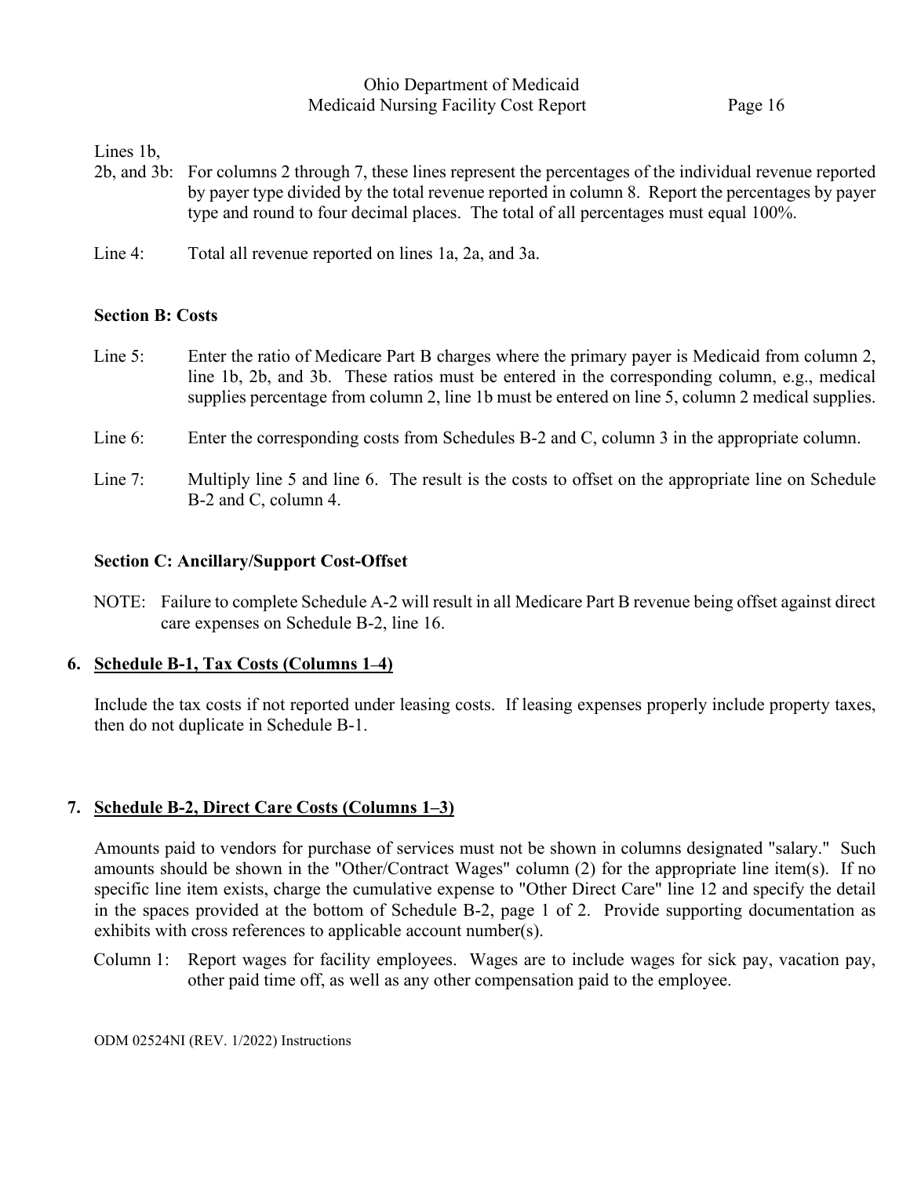Lines 1b, 2b, and 3b: For columns 2 through 7, these lines represent the percentages of the individual revenue reported by payer type divided by the total revenue reported in column 8. Report the percentages by payer type and round to four decimal places. The total of all percentages must equal 100%.

Line 4: Total all revenue reported on lines 1a, 2a, and 3a.

### Section B: Costs

Line 5: Enter the ratio of Medicare Part B charges where the primary payer is Medicaid from column 2, line 1b, 2b, and 3b. These ratios must be entered in the corresponding column, e.g., medical supplies percentage from column 2, line 1b must be entered on line 5, column 2 medical supplies.

Line 6: Enter the corresponding costs from Schedules B-2 and C, column 3 in the appropriate column.

Line 7: Multiply line 5 and line 6. The result is the costs to offset on the appropriate line on Schedule B-2 and C, column 4.

### Section C: Ancillary/Support Cost-Offset

NOTE: Failure to complete Schedule A-2 will result in all Medicare Part B revenue being offset against direct care expenses on Schedule B-2, line 16.

## 6. Schedule B-1, Tax Costs (Columns 1–4)

Include the tax costs if not reported under leasing costs. If leasing expenses properly include property taxes, then do not duplicate in Schedule B-1.

## 7. Schedule B-2, Direct Care Costs (Columns 1–3)

Amounts paid to vendors for purchase of services must not be shown in columns designated "salary." Such amounts should be shown in the "Other/Contract Wages" column (2) for the appropriate line item(s). If no specific line item exists, charge the cumulative expense to "Other Direct Care" line 12 and specify the detail in the spaces provided at the bottom of Schedule B-2, page 1 of 2. Provide supporting documentation as exhibits with cross references to applicable account number(s).

Column 1: Report wages for facility employees. Wages are to include wages for sick pay, vacation pay, other paid time off, as well as any other compensation paid to the employee.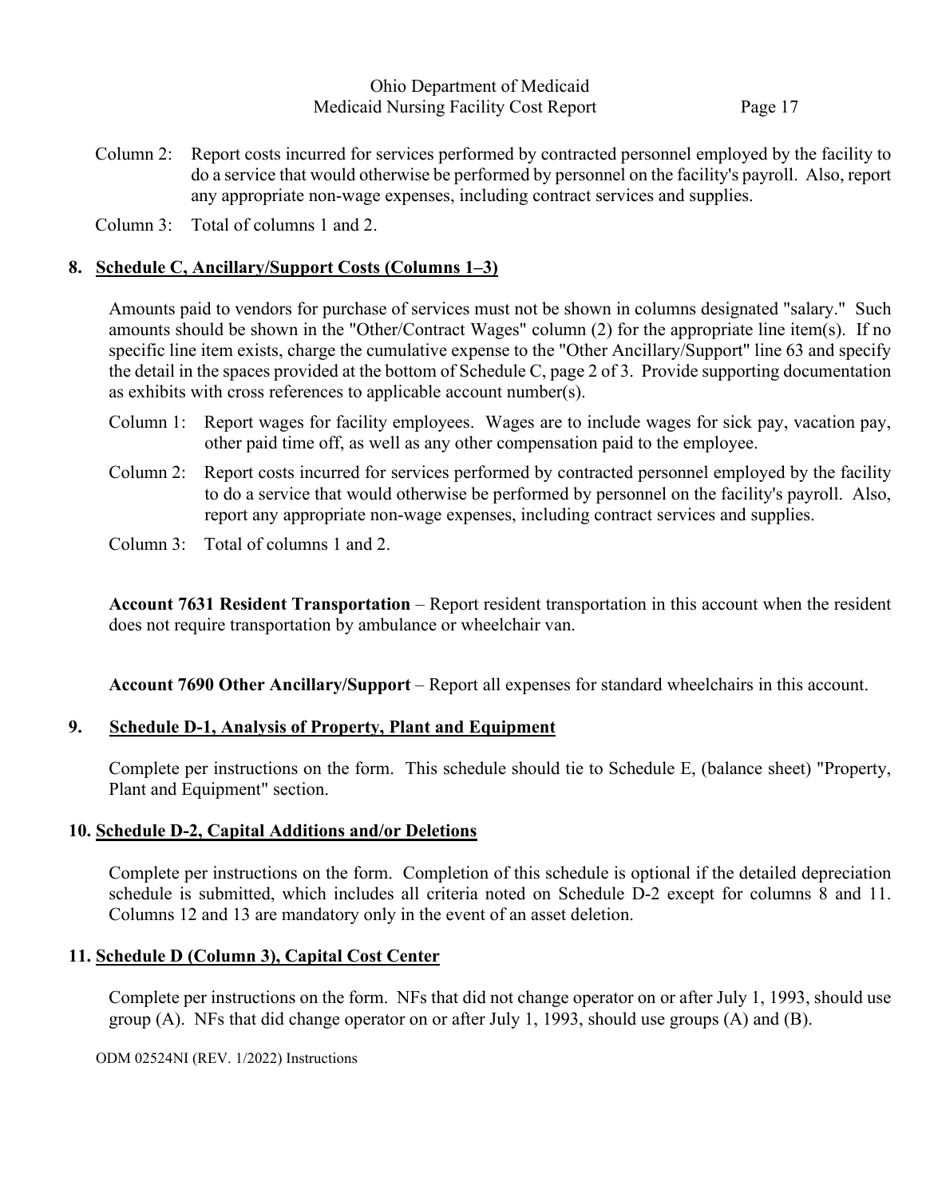Column 2: Report costs incurred for services performed by contracted personnel employed by the facility to do a service that would otherwise be performed by personnel on the facility's payroll. Also, report any appropriate non-wage expenses, including contract services and supplies.

Column 3: Total of columns 1 and 2.

## 8. Schedule C, Ancillary/Support Costs (Columns 1–3)

Amounts paid to vendors for purchase of services must not be shown in columns designated "salary." Such amounts should be shown in the "Other/Contract Wages" column (2) for the appropriate line item(s). If no specific line item exists, charge the cumulative expense to the "Other Ancillary/Support" line 63 and specify the detail in the spaces provided at the bottom of Schedule C, page 2 of 3. Provide supporting documentation as exhibits with cross references to applicable account number(s).

Column 1: Report wages for facility employees. Wages are to include wages for sick pay, vacation pay, other paid time off, as well as any other compensation paid to the employee.

Column 2: Report costs incurred for services performed by contracted personnel employed by the facility to do a service that would otherwise be performed by personnel on the facility's payroll. Also, report any appropriate non-wage expenses, including contract services and supplies.

Column 3: Total of columns 1 and 2.

**Account 7631 Resident Transportation** – Report resident transportation in this account when the resident does not require transportation by ambulance or wheelchair van.

**Account 7690 Other Ancillary/Support** – Report all expenses for standard wheelchairs in this account.

## 9. Schedule D-1, Analysis of Property, Plant and Equipment

Complete per instructions on the form. This schedule should tie to Schedule E, (balance sheet) "Property, Plant and Equipment" section.

## 10. Schedule D-2, Capital Additions and/or Deletions

Complete per instructions on the form. Completion of this schedule is optional if the detailed depreciation schedule is submitted, which includes all criteria noted on Schedule D-2 except for columns 8 and 11. Columns 12 and 13 are mandatory only in the event of an asset deletion.

## 11. Schedule D (Column 3), Capital Cost Center

Complete per instructions on the form. NFs that did not change operator on or after July 1, 1993, should use group (A). NFs that did change operator on or after July 1, 1993, should use groups (A) and (B).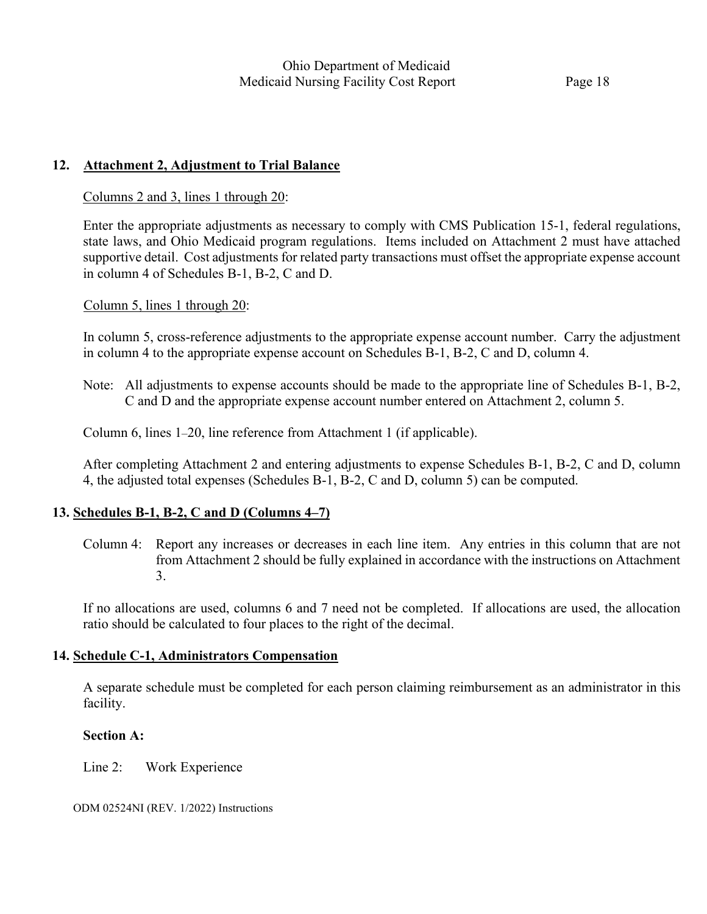## 12. Attachment 2, Adjustment to Trial Balance

Columns 2 and 3, lines 1 through 20:

Enter the appropriate adjustments as necessary to comply with CMS Publication 15-1, federal regulations, state laws, and Ohio Medicaid program regulations. Items included on Attachment 2 must have attached supportive detail. Cost adjustments for related party transactions must offset the appropriate expense account in column 4 of Schedules B-1, B-2, C and D.

Column 5, lines 1 through 20:

In column 5, cross-reference adjustments to the appropriate expense account number. Carry the adjustment in column 4 to the appropriate expense account on Schedules B-1, B-2, C and D, column 4.

Note: All adjustments to expense accounts should be made to the appropriate line of Schedules B-1, B-2, C and D and the appropriate expense account number entered on Attachment 2, column 5.

Column 6, lines 1–20, line reference from Attachment 1 (if applicable).

After completing Attachment 2 and entering adjustments to expense Schedules B-1, B-2, C and D, column 4, the adjusted total expenses (Schedules B-1, B-2, C and D, column 5) can be computed.

## 13. Schedules B-1, B-2, C and D (Columns 4–7)

Column 4: Report any increases or decreases in each line item. Any entries in this column that are not from Attachment 2 should be fully explained in accordance with the instructions on Attachment 3.

If no allocations are used, columns 6 and 7 need not be completed. If allocations are used, the allocation ratio should be calculated to four places to the right of the decimal.

## 14. Schedule C-1, Administrators Compensation

A separate schedule must be completed for each person claiming reimbursement as an administrator in this facility.

**Section A:**

Line 2: Work Experience

ODM 02524NI (REV. 1/2022) Instructions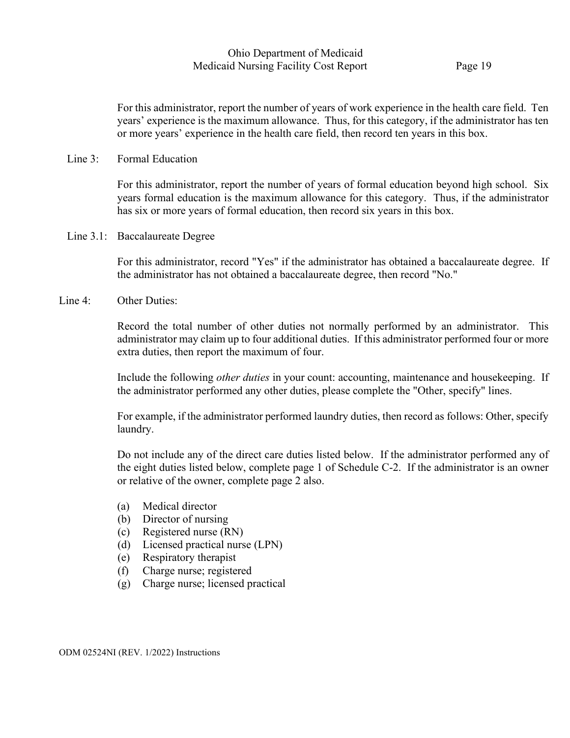For this administrator, report the number of years of work experience in the health care field. Ten years' experience is the maximum allowance. Thus, for this category, if the administrator has ten or more years' experience in the health care field, then record ten years in this box.

Line 3: Formal Education

For this administrator, report the number of years of formal education beyond high school. Six years formal education is the maximum allowance for this category. Thus, if the administrator has six or more years of formal education, then record six years in this box.

Line 3.1: Baccalaureate Degree

For this administrator, record "Yes" if the administrator has obtained a baccalaureate degree. If the administrator has not obtained a baccalaureate degree, then record "No."

Line 4: Other Duties:

Record the total number of other duties not normally performed by an administrator. This administrator may claim up to four additional duties. If this administrator performed four or more extra duties, then report the maximum of four.

Include the following *other duties* in your count: accounting, maintenance and housekeeping. If the administrator performed any other duties, please complete the "Other, specify" lines.

For example, if the administrator performed laundry duties, then record as follows: Other, specify laundry.

Do not include any of the direct care duties listed below. If the administrator performed any of the eight duties listed below, complete page 1 of Schedule C-2. If the administrator is an owner or relative of the owner, complete page 2 also.

(a) Medical director
(b) Director of nursing
(c) Registered nurse (RN)
(d) Licensed practical nurse (LPN)
(e) Respiratory therapist
(f) Charge nurse; registered
(g) Charge nurse; licensed practical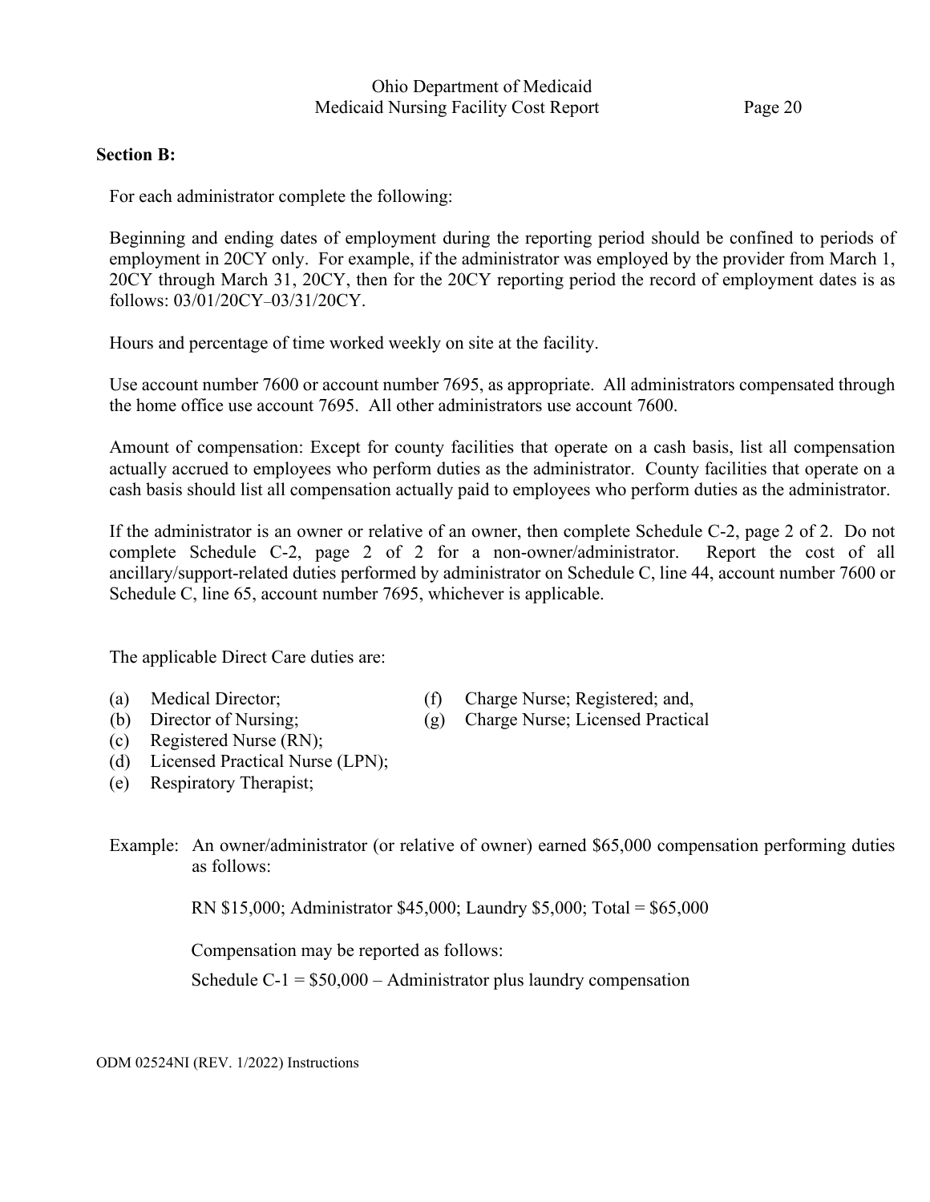**Section B:**

For each administrator complete the following:

Beginning and ending dates of employment during the reporting period should be confined to periods of employment in 20CY only. For example, if the administrator was employed by the provider from March 1, 20CY through March 31, 20CY, then for the 20CY reporting period the record of employment dates is as follows: 03/01/20CY–03/31/20CY.

Hours and percentage of time worked weekly on site at the facility.

Use account number 7600 or account number 7695, as appropriate. All administrators compensated through the home office use account 7695. All other administrators use account 7600.

Amount of compensation: Except for county facilities that operate on a cash basis, list all compensation actually accrued to employees who perform duties as the administrator. County facilities that operate on a cash basis should list all compensation actually paid to employees who perform duties as the administrator.

If the administrator is an owner or relative of an owner, then complete Schedule C-2, page 2 of 2. Do not complete Schedule C-2, page 2 of 2 for a non-owner/administrator. Report the cost of all ancillary/support-related duties performed by administrator on Schedule C, line 44, account number 7600 or Schedule C, line 65, account number 7695, whichever is applicable.

The applicable Direct Care duties are:

(a) Medical Director;
(b) Director of Nursing;
(c) Registered Nurse (RN);
(d) Licensed Practical Nurse (LPN);
(e) Respiratory Therapist;
(f) Charge Nurse; Registered; and,
(g) Charge Nurse; Licensed Practical

Example: An owner/administrator (or relative of owner) earned $65,000 compensation performing duties as follows:

RN $15,000; Administrator $45,000; Laundry $5,000; Total = $65,000

Compensation may be reported as follows:

Schedule C-1 = $50,000 – Administrator plus laundry compensation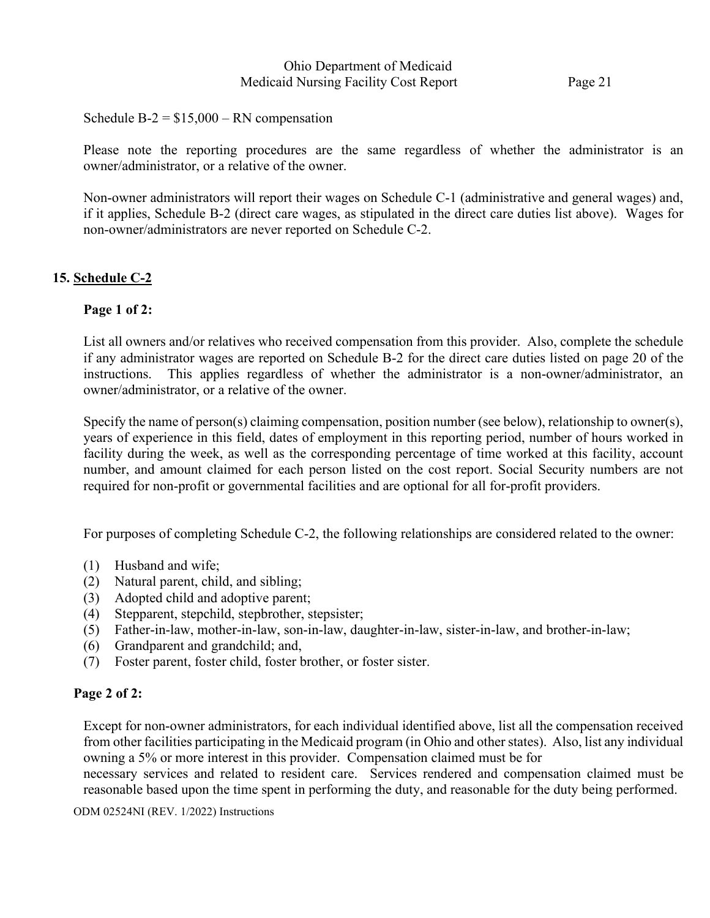Schedule B-2 = $15,000 – RN compensation

Please note the reporting procedures are the same regardless of whether the administrator is an owner/administrator, or a relative of the owner.

Non-owner administrators will report their wages on Schedule C-1 (administrative and general wages) and, if it applies, Schedule B-2 (direct care wages, as stipulated in the direct care duties list above). Wages for non-owner/administrators are never reported on Schedule C-2.

## 15. Schedule C-2

**Page 1 of 2:**

List all owners and/or relatives who received compensation from this provider. Also, complete the schedule if any administrator wages are reported on Schedule B-2 for the direct care duties listed on page 20 of the instructions. This applies regardless of whether the administrator is a non-owner/administrator, an owner/administrator, or a relative of the owner.

Specify the name of person(s) claiming compensation, position number (see below), relationship to owner(s), years of experience in this field, dates of employment in this reporting period, number of hours worked in facility during the week, as well as the corresponding percentage of time worked at this facility, account number, and amount claimed for each person listed on the cost report. Social Security numbers are not required for non-profit or governmental facilities and are optional for all for-profit providers.

For purposes of completing Schedule C-2, the following relationships are considered related to the owner:

(1) Husband and wife;
(2) Natural parent, child, and sibling;
(3) Adopted child and adoptive parent;
(4) Stepparent, stepchild, stepbrother, stepsister;
(5) Father-in-law, mother-in-law, son-in-law, daughter-in-law, sister-in-law, and brother-in-law;
(6) Grandparent and grandchild; and,
(7) Foster parent, foster child, foster brother, or foster sister.

**Page 2 of 2:**

Except for non-owner administrators, for each individual identified above, list all the compensation received from other facilities participating in the Medicaid program (in Ohio and other states). Also, list any individual owning a 5% or more interest in this provider. Compensation claimed must be for necessary services and related to resident care. Services rendered and compensation claimed must be reasonable based upon the time spent in performing the duty, and reasonable for the duty being performed.

ODM 02524NI (REV. 1/2022) Instructions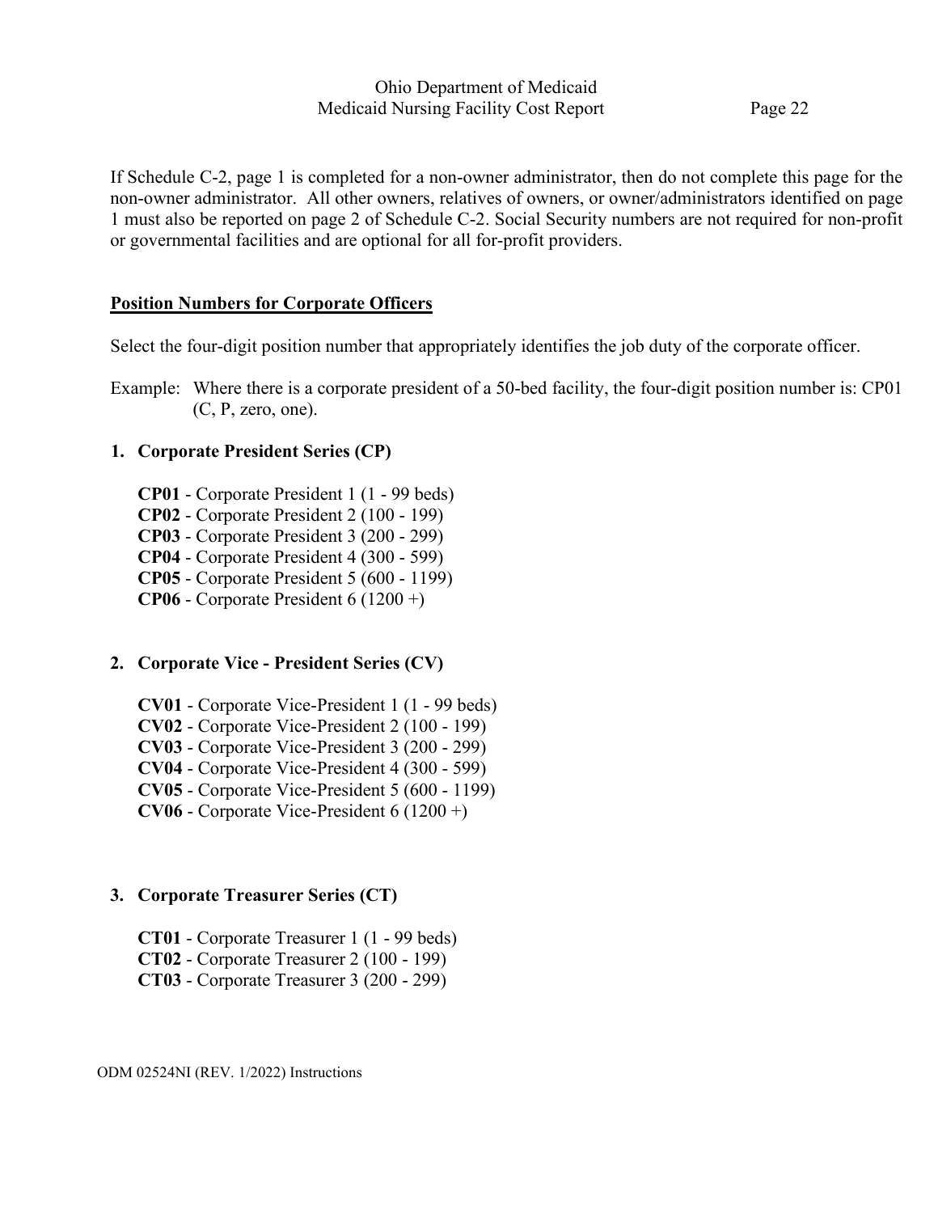If Schedule C-2, page 1 is completed for a non-owner administrator, then do not complete this page for the non-owner administrator. All other owners, relatives of owners, or owner/administrators identified on page 1 must also be reported on page 2 of Schedule C-2. Social Security numbers are not required for non-profit or governmental facilities and are optional for all for-profit providers.

## Position Numbers for Corporate Officers

Select the four-digit position number that appropriately identifies the job duty of the corporate officer.

Example: Where there is a corporate president of a 50-bed facility, the four-digit position number is: CP01 (C, P, zero, one).

### 1. Corporate President Series (CP)

**CP01** - Corporate President 1 (1 - 99 beds)
**CP02** - Corporate President 2 (100 - 199)
**CP03** - Corporate President 3 (200 - 299)
**CP04** - Corporate President 4 (300 - 599)
**CP05** - Corporate President 5 (600 - 1199)
**CP06** - Corporate President 6 (1200 +)

### 2. Corporate Vice - President Series (CV)

**CV01** - Corporate Vice-President 1 (1 - 99 beds)
**CV02** - Corporate Vice-President 2 (100 - 199)
**CV03** - Corporate Vice-President 3 (200 - 299)
**CV04** - Corporate Vice-President 4 (300 - 599)
**CV05** - Corporate Vice-President 5 (600 - 1199)
**CV06** - Corporate Vice-President 6 (1200 +)

### 3. Corporate Treasurer Series (CT)

**CT01** - Corporate Treasurer 1 (1 - 99 beds)
**CT02** - Corporate Treasurer 2 (100 - 199)
**CT03** - Corporate Treasurer 3 (200 - 299)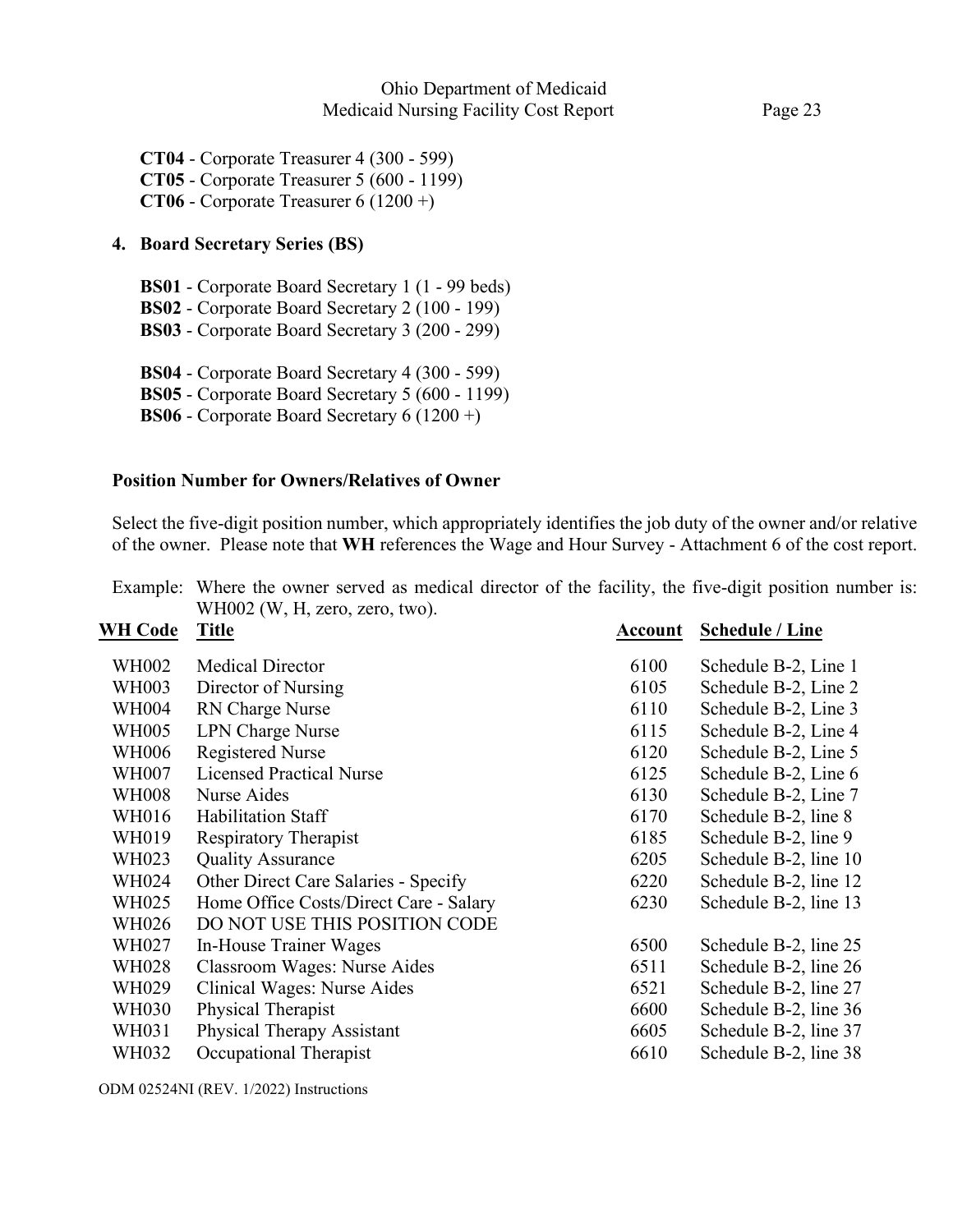**CT04** - Corporate Treasurer 4 (300 - 599)
**CT05** - Corporate Treasurer 5 (600 - 1199)
**CT06** - Corporate Treasurer 6 (1200 +)

**4. Board Secretary Series (BS)**

**BS01** - Corporate Board Secretary 1 (1 - 99 beds)
**BS02** - Corporate Board Secretary 2 (100 - 199)
**BS03** - Corporate Board Secretary 3 (200 - 299)

**BS04** - Corporate Board Secretary 4 (300 - 599)
**BS05** - Corporate Board Secretary 5 (600 - 1199)
**BS06** - Corporate Board Secretary 6 (1200 +)

**Position Number for Owners/Relatives of Owner**

Select the five-digit position number, which appropriately identifies the job duty of the owner and/or relative of the owner. Please note that **WH** references the Wage and Hour Survey - Attachment 6 of the cost report.

Example: Where the owner served as medical director of the facility, the five-digit position number is: WH002 (W, H, zero, zero, two).

| WH Code | Title | Account | Schedule / Line |
|---|---|---|---|
| WH002 | Medical Director | 6100 | Schedule B-2, Line 1 |
| WH003 | Director of Nursing | 6105 | Schedule B-2, Line 2 |
| WH004 | RN Charge Nurse | 6110 | Schedule B-2, Line 3 |
| WH005 | LPN Charge Nurse | 6115 | Schedule B-2, Line 4 |
| WH006 | Registered Nurse | 6120 | Schedule B-2, Line 5 |
| WH007 | Licensed Practical Nurse | 6125 | Schedule B-2, Line 6 |
| WH008 | Nurse Aides | 6130 | Schedule B-2, Line 7 |
| WH016 | Habilitation Staff | 6170 | Schedule B-2, line 8 |
| WH019 | Respiratory Therapist | 6185 | Schedule B-2, line 9 |
| WH023 | Quality Assurance | 6205 | Schedule B-2, line 10 |
| WH024 | Other Direct Care Salaries - Specify | 6220 | Schedule B-2, line 12 |
| WH025 | Home Office Costs/Direct Care - Salary | 6230 | Schedule B-2, line 13 |
| WH026 | DO NOT USE THIS POSITION CODE | | |
| WH027 | In-House Trainer Wages | 6500 | Schedule B-2, line 25 |
| WH028 | Classroom Wages: Nurse Aides | 6511 | Schedule B-2, line 26 |
| WH029 | Clinical Wages: Nurse Aides | 6521 | Schedule B-2, line 27 |
| WH030 | Physical Therapist | 6600 | Schedule B-2, line 36 |
| WH031 | Physical Therapy Assistant | 6605 | Schedule B-2, line 37 |
| WH032 | Occupational Therapist | 6610 | Schedule B-2, line 38 |

ODM 02524NI (REV. 1/2022) Instructions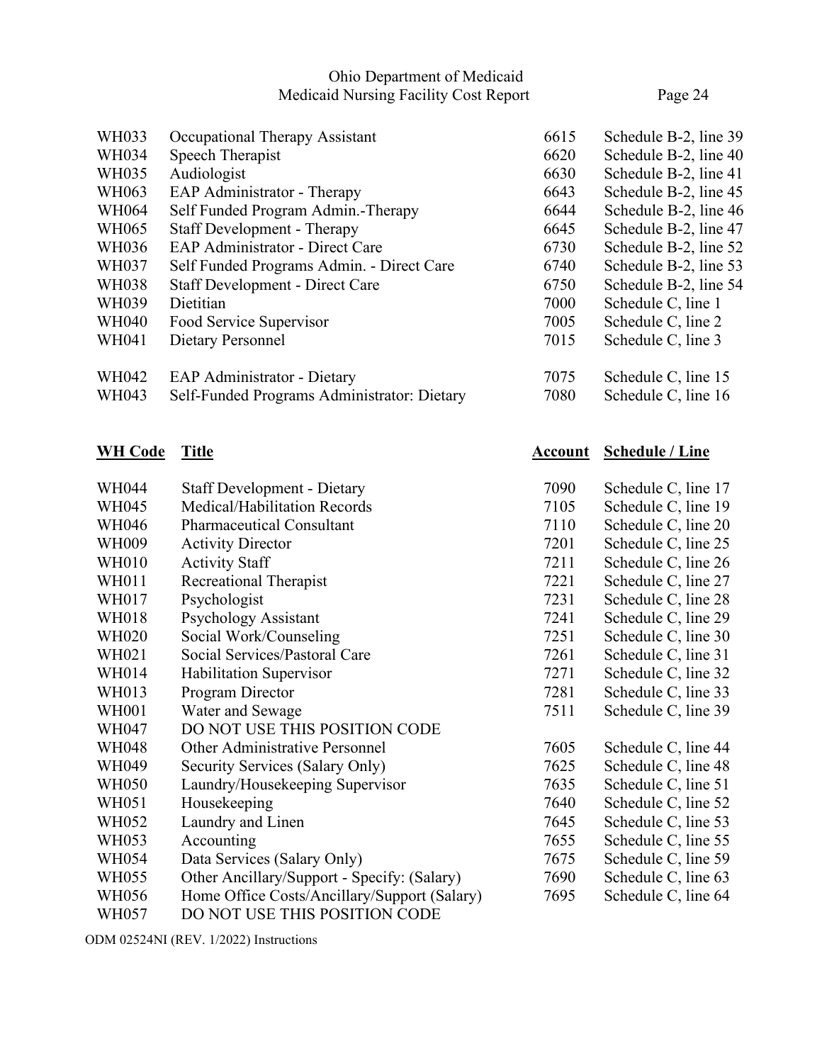| WH Code | Title | Account | Schedule / Line |
|---|---|---|---|
| WH033 | Occupational Therapy Assistant | 6615 | Schedule B-2, line 39 |
| WH034 | Speech Therapist | 6620 | Schedule B-2, line 40 |
| WH035 | Audiologist | 6630 | Schedule B-2, line 41 |
| WH063 | EAP Administrator - Therapy | 6643 | Schedule B-2, line 45 |
| WH064 | Self Funded Program Admin.-Therapy | 6644 | Schedule B-2, line 46 |
| WH065 | Staff Development - Therapy | 6645 | Schedule B-2, line 47 |
| WH036 | EAP Administrator - Direct Care | 6730 | Schedule B-2, line 52 |
| WH037 | Self Funded Programs Admin. - Direct Care | 6740 | Schedule B-2, line 53 |
| WH038 | Staff Development - Direct Care | 6750 | Schedule B-2, line 54 |
| WH039 | Dietitian | 7000 | Schedule C, line 1 |
| WH040 | Food Service Supervisor | 7005 | Schedule C, line 2 |
| WH041 | Dietary Personnel | 7015 | Schedule C, line 3 |
| WH042 | EAP Administrator - Dietary | 7075 | Schedule C, line 15 |
| WH043 | Self-Funded Programs Administrator: Dietary | 7080 | Schedule C, line 16 |

| WH Code | Title | Account | Schedule / Line |
|---|---|---|---|
| WH044 | Staff Development - Dietary | 7090 | Schedule C, line 17 |
| WH045 | Medical/Habilitation Records | 7105 | Schedule C, line 19 |
| WH046 | Pharmaceutical Consultant | 7110 | Schedule C, line 20 |
| WH009 | Activity Director | 7201 | Schedule C, line 25 |
| WH010 | Activity Staff | 7211 | Schedule C, line 26 |
| WH011 | Recreational Therapist | 7221 | Schedule C, line 27 |
| WH017 | Psychologist | 7231 | Schedule C, line 28 |
| WH018 | Psychology Assistant | 7241 | Schedule C, line 29 |
| WH020 | Social Work/Counseling | 7251 | Schedule C, line 30 |
| WH021 | Social Services/Pastoral Care | 7261 | Schedule C, line 31 |
| WH014 | Habilitation Supervisor | 7271 | Schedule C, line 32 |
| WH013 | Program Director | 7281 | Schedule C, line 33 |
| WH001 | Water and Sewage | 7511 | Schedule C, line 39 |
| WH047 | DO NOT USE THIS POSITION CODE | | |
| WH048 | Other Administrative Personnel | 7605 | Schedule C, line 44 |
| WH049 | Security Services (Salary Only) | 7625 | Schedule C, line 48 |
| WH050 | Laundry/Housekeeping Supervisor | 7635 | Schedule C, line 51 |
| WH051 | Housekeeping | 7640 | Schedule C, line 52 |
| WH052 | Laundry and Linen | 7645 | Schedule C, line 53 |
| WH053 | Accounting | 7655 | Schedule C, line 55 |
| WH054 | Data Services (Salary Only) | 7675 | Schedule C, line 59 |
| WH055 | Other Ancillary/Support - Specify: (Salary) | 7690 | Schedule C, line 63 |
| WH056 | Home Office Costs/Ancillary/Support (Salary) | 7695 | Schedule C, line 64 |
| WH057 | DO NOT USE THIS POSITION CODE | | |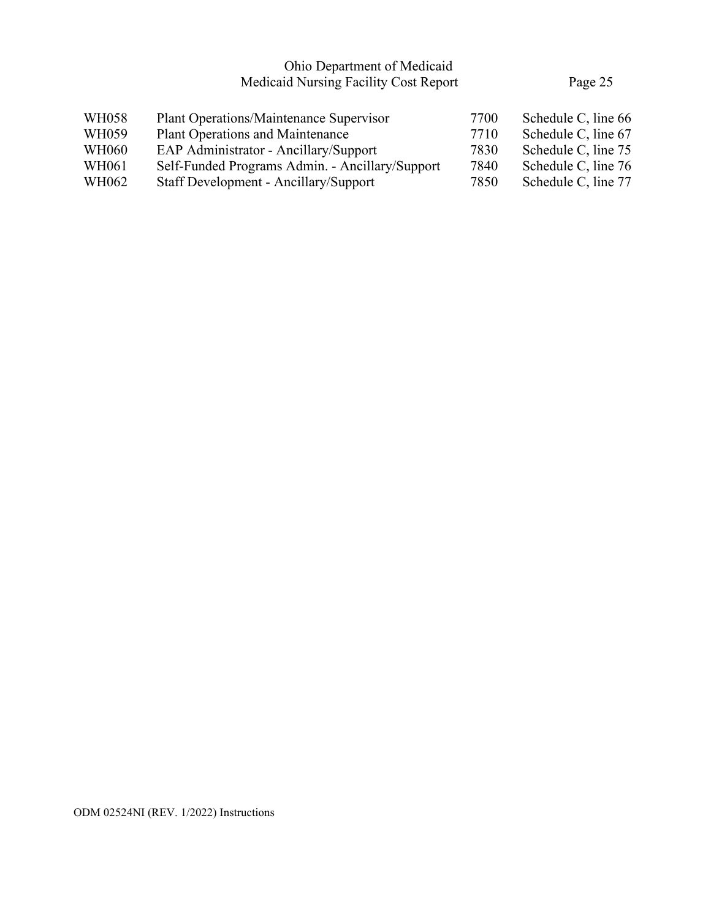| | | | |
|---|---|---|---|
| WH058 | Plant Operations/Maintenance Supervisor | 7700 | Schedule C, line 66 |
| WH059 | Plant Operations and Maintenance | 7710 | Schedule C, line 67 |
| WH060 | EAP Administrator - Ancillary/Support | 7830 | Schedule C, line 75 |
| WH061 | Self-Funded Programs Admin. - Ancillary/Support | 7840 | Schedule C, line 76 |
| WH062 | Staff Development - Ancillary/Support | 7850 | Schedule C, line 77 |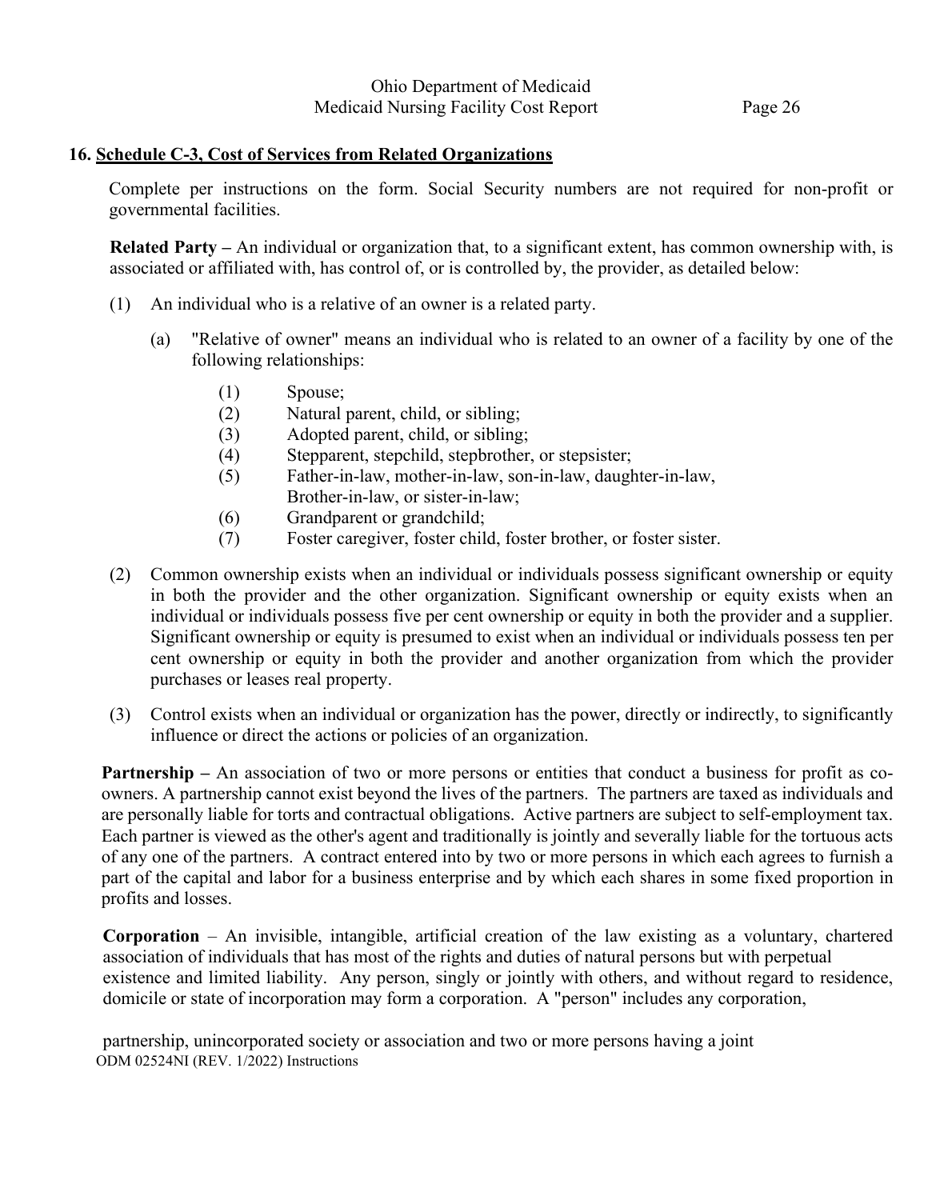## 16. Schedule C-3, Cost of Services from Related Organizations

Complete per instructions on the form. Social Security numbers are not required for non-profit or governmental facilities.

**Related Party –** An individual or organization that, to a significant extent, has common ownership with, is associated or affiliated with, has control of, or is controlled by, the provider, as detailed below:

(1) An individual who is a relative of an owner is a related party.

  (a) "Relative of owner" means an individual who is related to an owner of a facility by one of the following relationships:

   (1) Spouse;
   (2) Natural parent, child, or sibling;
   (3) Adopted parent, child, or sibling;
   (4) Stepparent, stepchild, stepbrother, or stepsister;
   (5) Father-in-law, mother-in-law, son-in-law, daughter-in-law, Brother-in-law, or sister-in-law;
   (6) Grandparent or grandchild;
   (7) Foster caregiver, foster child, foster brother, or foster sister.

(2) Common ownership exists when an individual or individuals possess significant ownership or equity in both the provider and the other organization. Significant ownership or equity exists when an individual or individuals possess five per cent ownership or equity in both the provider and a supplier. Significant ownership or equity is presumed to exist when an individual or individuals possess ten per cent ownership or equity in both the provider and another organization from which the provider purchases or leases real property.

(3) Control exists when an individual or organization has the power, directly or indirectly, to significantly influence or direct the actions or policies of an organization.

**Partnership –** An association of two or more persons or entities that conduct a business for profit as co-owners. A partnership cannot exist beyond the lives of the partners. The partners are taxed as individuals and are personally liable for torts and contractual obligations. Active partners are subject to self-employment tax. Each partner is viewed as the other's agent and traditionally is jointly and severally liable for the tortuous acts of any one of the partners. A contract entered into by two or more persons in which each agrees to furnish a part of the capital and labor for a business enterprise and by which each shares in some fixed proportion in profits and losses.

**Corporation** – An invisible, intangible, artificial creation of the law existing as a voluntary, chartered association of individuals that has most of the rights and duties of natural persons but with perpetual existence and limited liability. Any person, singly or jointly with others, and without regard to residence, domicile or state of incorporation may form a corporation. A "person" includes any corporation,

partnership, unincorporated society or association and two or more persons having a joint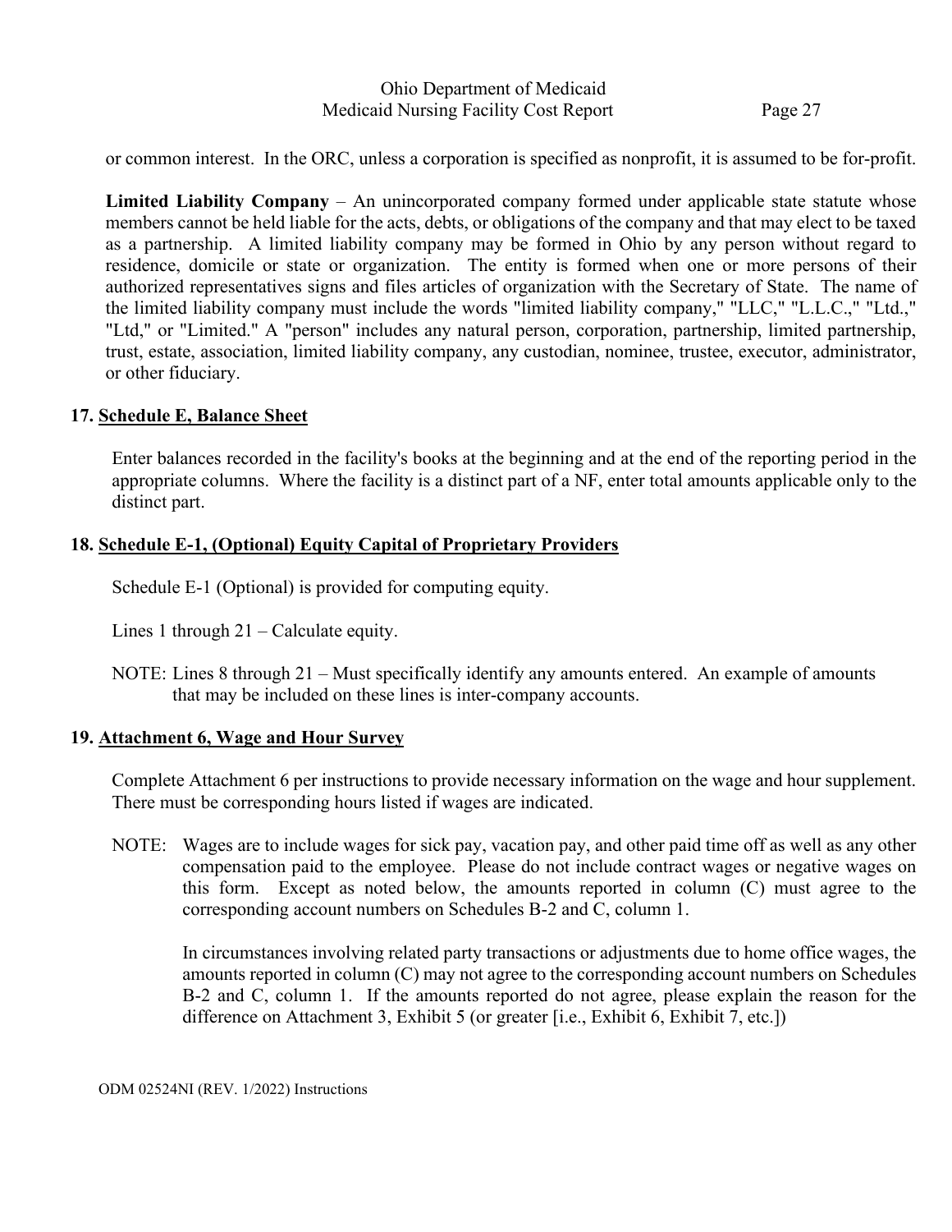or common interest. In the ORC, unless a corporation is specified as nonprofit, it is assumed to be for-profit.

**Limited Liability Company** – An unincorporated company formed under applicable state statute whose members cannot be held liable for the acts, debts, or obligations of the company and that may elect to be taxed as a partnership. A limited liability company may be formed in Ohio by any person without regard to residence, domicile or state or organization. The entity is formed when one or more persons of their authorized representatives signs and files articles of organization with the Secretary of State. The name of the limited liability company must include the words "limited liability company," "LLC," "L.L.C.," "Ltd.," "Ltd," or "Limited." A "person" includes any natural person, corporation, partnership, limited partnership, trust, estate, association, limited liability company, any custodian, nominee, trustee, executor, administrator, or other fiduciary.

**17. Schedule E, Balance Sheet**

Enter balances recorded in the facility's books at the beginning and at the end of the reporting period in the appropriate columns. Where the facility is a distinct part of a NF, enter total amounts applicable only to the distinct part.

**18. Schedule E-1, (Optional) Equity Capital of Proprietary Providers**

Schedule E-1 (Optional) is provided for computing equity.

Lines 1 through 21 – Calculate equity.

NOTE: Lines 8 through 21 – Must specifically identify any amounts entered. An example of amounts that may be included on these lines is inter-company accounts.

**19. Attachment 6, Wage and Hour Survey**

Complete Attachment 6 per instructions to provide necessary information on the wage and hour supplement. There must be corresponding hours listed if wages are indicated.

NOTE: Wages are to include wages for sick pay, vacation pay, and other paid time off as well as any other compensation paid to the employee. Please do not include contract wages or negative wages on this form. Except as noted below, the amounts reported in column (C) must agree to the corresponding account numbers on Schedules B-2 and C, column 1.

In circumstances involving related party transactions or adjustments due to home office wages, the amounts reported in column (C) may not agree to the corresponding account numbers on Schedules B-2 and C, column 1. If the amounts reported do not agree, please explain the reason for the difference on Attachment 3, Exhibit 5 (or greater [i.e., Exhibit 6, Exhibit 7, etc.])

ODM 02524NI (REV. 1/2022) Instructions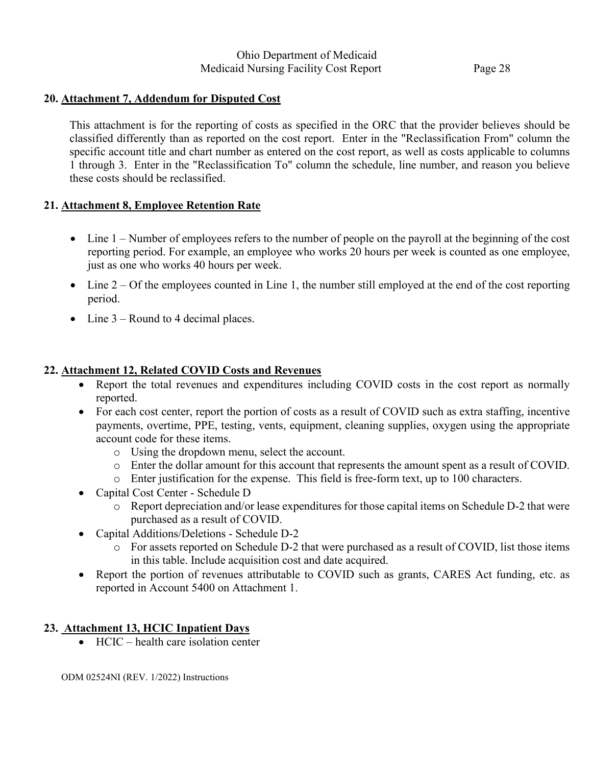## 20. Attachment 7, Addendum for Disputed Cost

This attachment is for the reporting of costs as specified in the ORC that the provider believes should be classified differently than as reported on the cost report. Enter in the "Reclassification From" column the specific account title and chart number as entered on the cost report, as well as costs applicable to columns 1 through 3. Enter in the "Reclassification To" column the schedule, line number, and reason you believe these costs should be reclassified.

## 21. Attachment 8, Employee Retention Rate

- Line 1 – Number of employees refers to the number of people on the payroll at the beginning of the cost reporting period. For example, an employee who works 20 hours per week is counted as one employee, just as one who works 40 hours per week.
- Line 2 – Of the employees counted in Line 1, the number still employed at the end of the cost reporting period.
- Line 3 – Round to 4 decimal places.

## 22. Attachment 12, Related COVID Costs and Revenues

- Report the total revenues and expenditures including COVID costs in the cost report as normally reported.
- For each cost center, report the portion of costs as a result of COVID such as extra staffing, incentive payments, overtime, PPE, testing, vents, equipment, cleaning supplies, oxygen using the appropriate account code for these items.
  - Using the dropdown menu, select the account.
  - Enter the dollar amount for this account that represents the amount spent as a result of COVID.
  - Enter justification for the expense. This field is free-form text, up to 100 characters.
- Capital Cost Center - Schedule D
  - Report depreciation and/or lease expenditures for those capital items on Schedule D-2 that were purchased as a result of COVID.
- Capital Additions/Deletions - Schedule D-2
  - For assets reported on Schedule D-2 that were purchased as a result of COVID, list those items in this table. Include acquisition cost and date acquired.
- Report the portion of revenues attributable to COVID such as grants, CARES Act funding, etc. as reported in Account 5400 on Attachment 1.

## 23. Attachment 13, HCIC Inpatient Days

- HCIC – health care isolation center

ODM 02524NI (REV. 1/2022) Instructions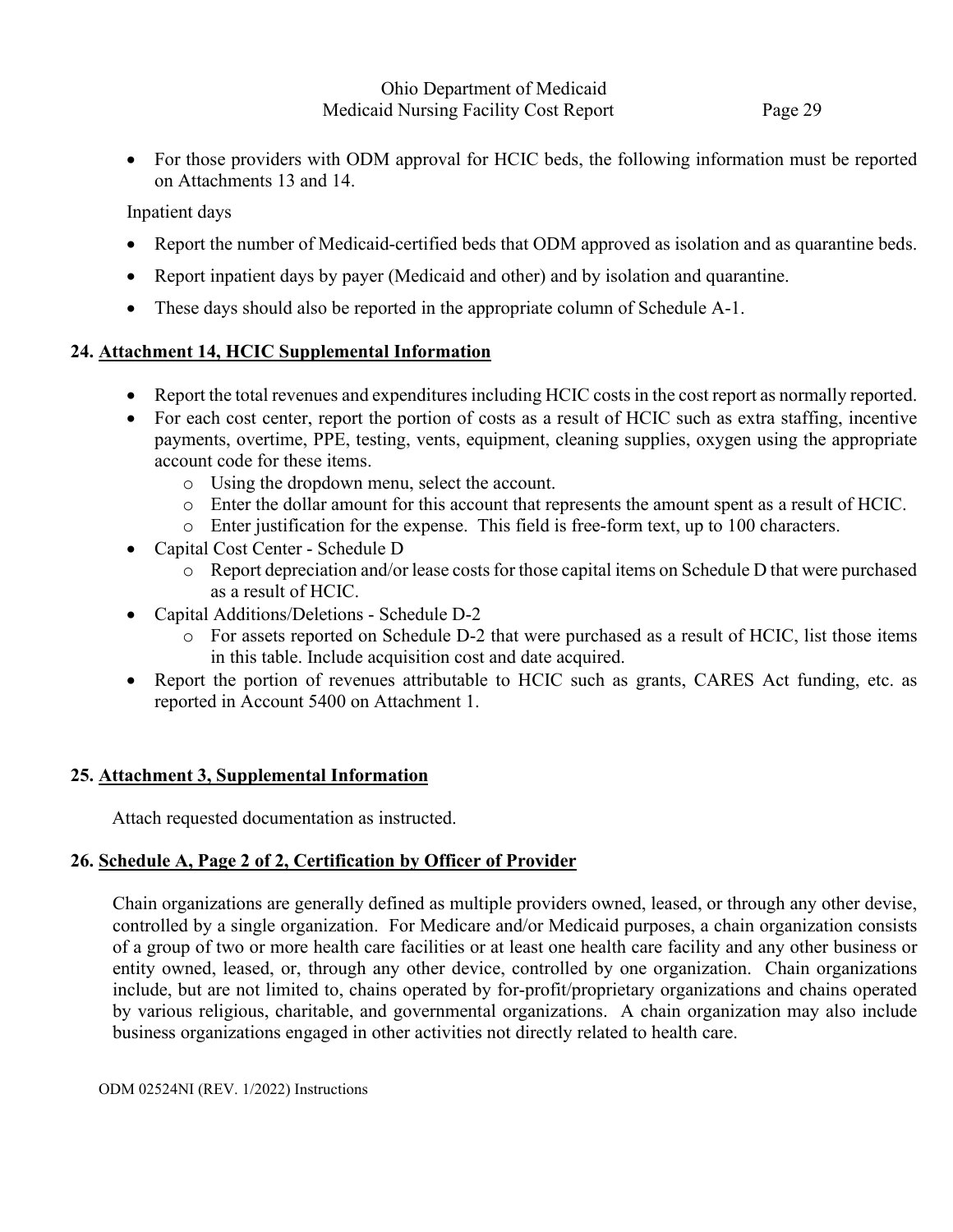- For those providers with ODM approval for HCIC beds, the following information must be reported on Attachments 13 and 14.

Inpatient days

- Report the number of Medicaid-certified beds that ODM approved as isolation and as quarantine beds.
- Report inpatient days by payer (Medicaid and other) and by isolation and quarantine.
- These days should also be reported in the appropriate column of Schedule A-1.

## 24. Attachment 14, HCIC Supplemental Information

- Report the total revenues and expenditures including HCIC costs in the cost report as normally reported.
- For each cost center, report the portion of costs as a result of HCIC such as extra staffing, incentive payments, overtime, PPE, testing, vents, equipment, cleaning supplies, oxygen using the appropriate account code for these items.
  - Using the dropdown menu, select the account.
  - Enter the dollar amount for this account that represents the amount spent as a result of HCIC.
  - Enter justification for the expense. This field is free-form text, up to 100 characters.
- Capital Cost Center - Schedule D
  - Report depreciation and/or lease costs for those capital items on Schedule D that were purchased as a result of HCIC.
- Capital Additions/Deletions - Schedule D-2
  - For assets reported on Schedule D-2 that were purchased as a result of HCIC, list those items in this table. Include acquisition cost and date acquired.
- Report the portion of revenues attributable to HCIC such as grants, CARES Act funding, etc. as reported in Account 5400 on Attachment 1.

## 25. Attachment 3, Supplemental Information

Attach requested documentation as instructed.

## 26. Schedule A, Page 2 of 2, Certification by Officer of Provider

Chain organizations are generally defined as multiple providers owned, leased, or through any other devise, controlled by a single organization. For Medicare and/or Medicaid purposes, a chain organization consists of a group of two or more health care facilities or at least one health care facility and any other business or entity owned, leased, or, through any other device, controlled by one organization. Chain organizations include, but are not limited to, chains operated by for-profit/proprietary organizations and chains operated by various religious, charitable, and governmental organizations. A chain organization may also include business organizations engaged in other activities not directly related to health care.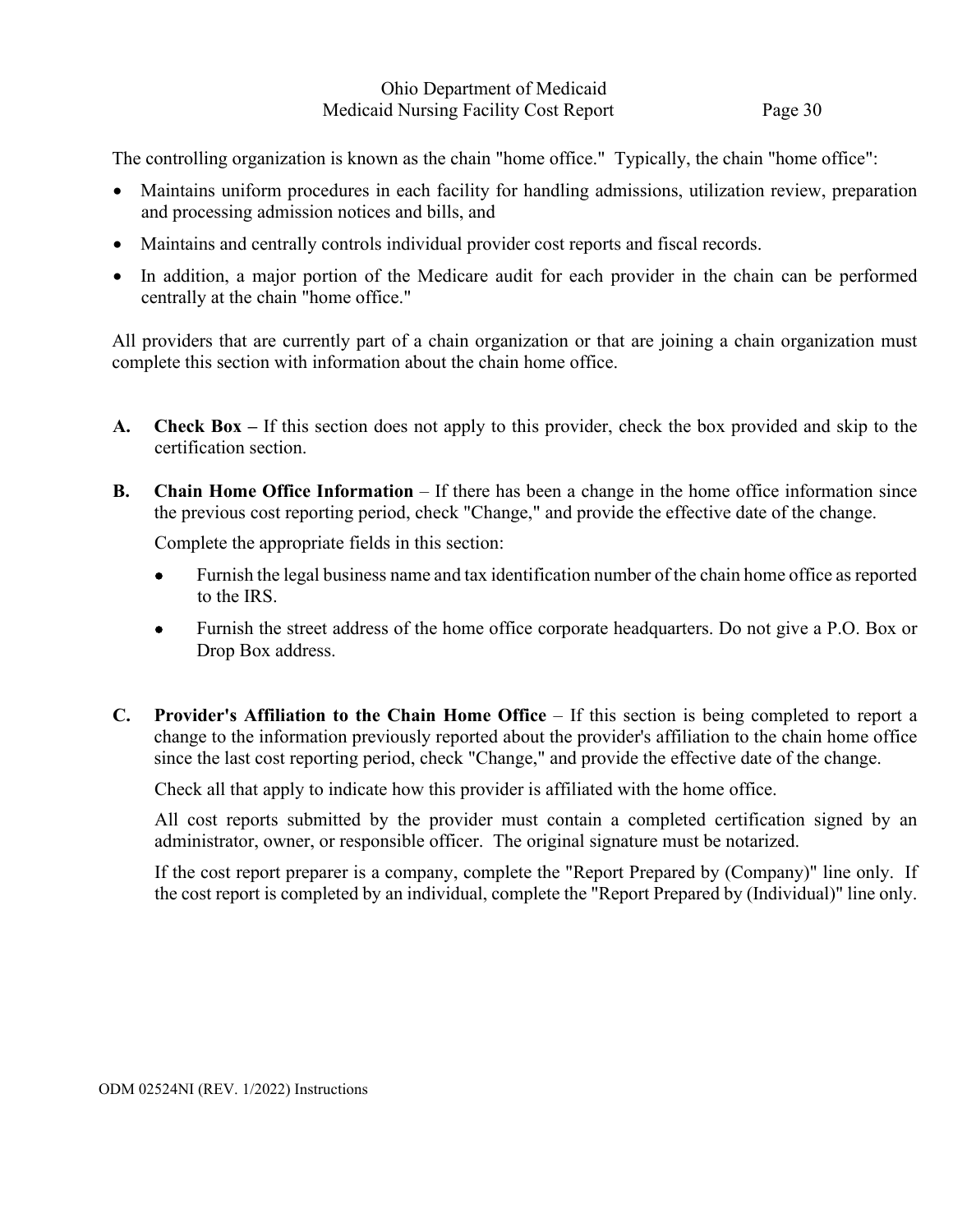The controlling organization is known as the chain "home office." Typically, the chain "home office":

- Maintains uniform procedures in each facility for handling admissions, utilization review, preparation and processing admission notices and bills, and
- Maintains and centrally controls individual provider cost reports and fiscal records.
- In addition, a major portion of the Medicare audit for each provider in the chain can be performed centrally at the chain "home office."

All providers that are currently part of a chain organization or that are joining a chain organization must complete this section with information about the chain home office.

**A. Check Box –** If this section does not apply to this provider, check the box provided and skip to the certification section.

**B. Chain Home Office Information** – If there has been a change in the home office information since the previous cost reporting period, check "Change," and provide the effective date of the change.

Complete the appropriate fields in this section:

- Furnish the legal business name and tax identification number of the chain home office as reported to the IRS.
- Furnish the street address of the home office corporate headquarters. Do not give a P.O. Box or Drop Box address.

**C. Provider's Affiliation to the Chain Home Office** – If this section is being completed to report a change to the information previously reported about the provider's affiliation to the chain home office since the last cost reporting period, check "Change," and provide the effective date of the change.

Check all that apply to indicate how this provider is affiliated with the home office.

All cost reports submitted by the provider must contain a completed certification signed by an administrator, owner, or responsible officer. The original signature must be notarized.

If the cost report preparer is a company, complete the "Report Prepared by (Company)" line only. If the cost report is completed by an individual, complete the "Report Prepared by (Individual)" line only.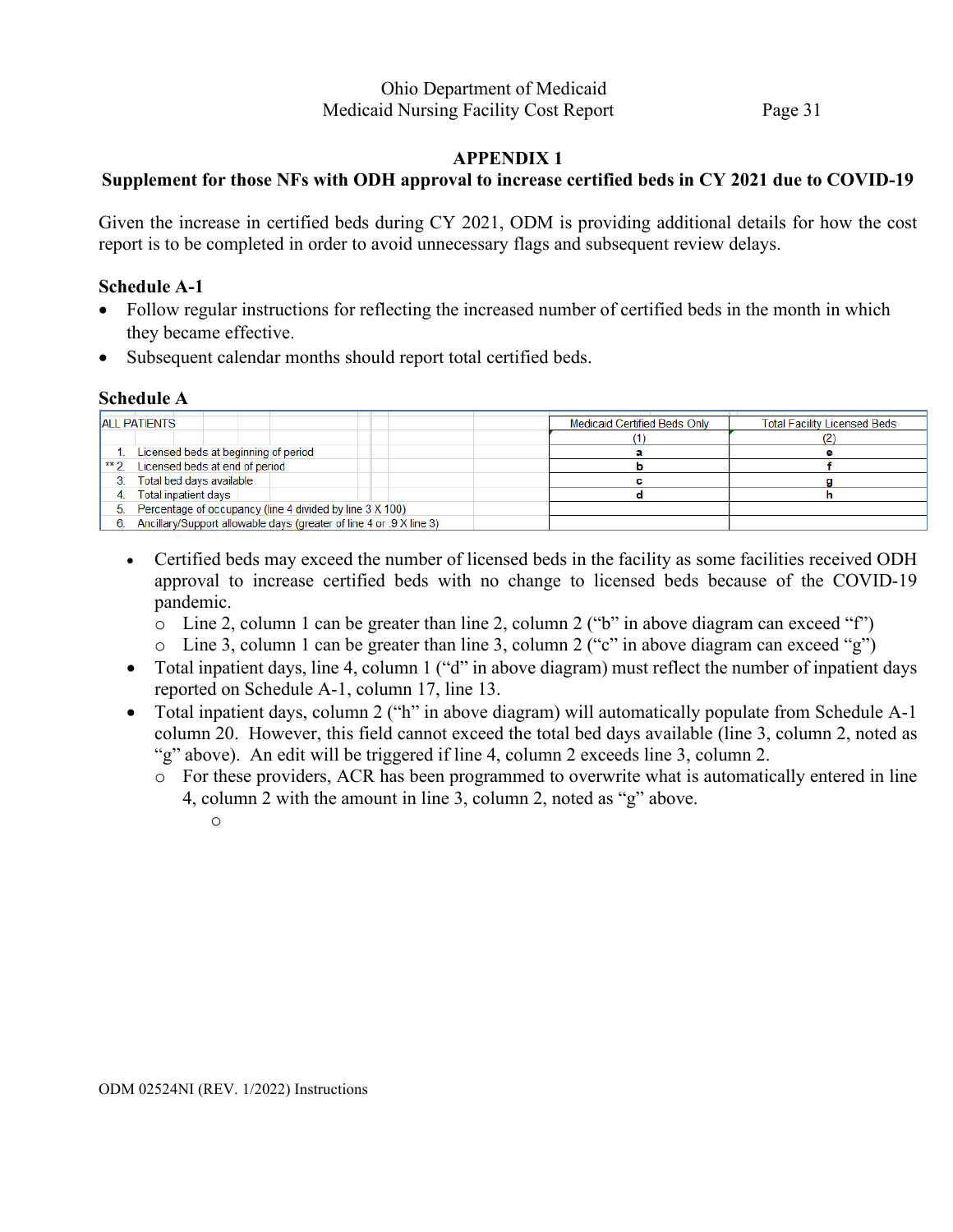## APPENDIX 1

### Supplement for those NFs with ODH approval to increase certified beds in CY 2021 due to COVID-19

Given the increase in certified beds during CY 2021, ODM is providing additional details for how the cost report is to be completed in order to avoid unnecessary flags and subsequent review delays.

**Schedule A-1**

- Follow regular instructions for reflecting the increased number of certified beds in the month in which they became effective.
- Subsequent calendar months should report total certified beds.

**Schedule A**

| ALL PATIENTS | Medicaid Certified Beds Only | Total Facility Licensed Beds |
|---|---|---|
| | (1) | (2) |
| 1. Licensed beds at beginning of period | a | e |
| ** 2. Licensed beds at end of period | b | f |
| 3. Total bed days available | c | g |
| 4. Total inpatient days | d | h |
| 5. Percentage of occupancy (line 4 divided by line 3 X 100) | | |
| 6. Ancillary/Support allowable days (greater of line 4 or .9 X line 3) | | |

- Certified beds may exceed the number of licensed beds in the facility as some facilities received ODH approval to increase certified beds with no change to licensed beds because of the COVID-19 pandemic.
  - Line 2, column 1 can be greater than line 2, column 2 ("b" in above diagram can exceed "f")
  - Line 3, column 1 can be greater than line 3, column 2 ("c" in above diagram can exceed "g")
- Total inpatient days, line 4, column 1 ("d" in above diagram) must reflect the number of inpatient days reported on Schedule A-1, column 17, line 13.
- Total inpatient days, column 2 ("h" in above diagram) will automatically populate from Schedule A-1 column 20. However, this field cannot exceed the total bed days available (line 3, column 2, noted as "g" above). An edit will be triggered if line 4, column 2 exceeds line 3, column 2.
  - For these providers, ACR has been programmed to overwrite what is automatically entered in line 4, column 2 with the amount in line 3, column 2, noted as "g" above.

ODM 02524NI (REV. 1/2022) Instructions